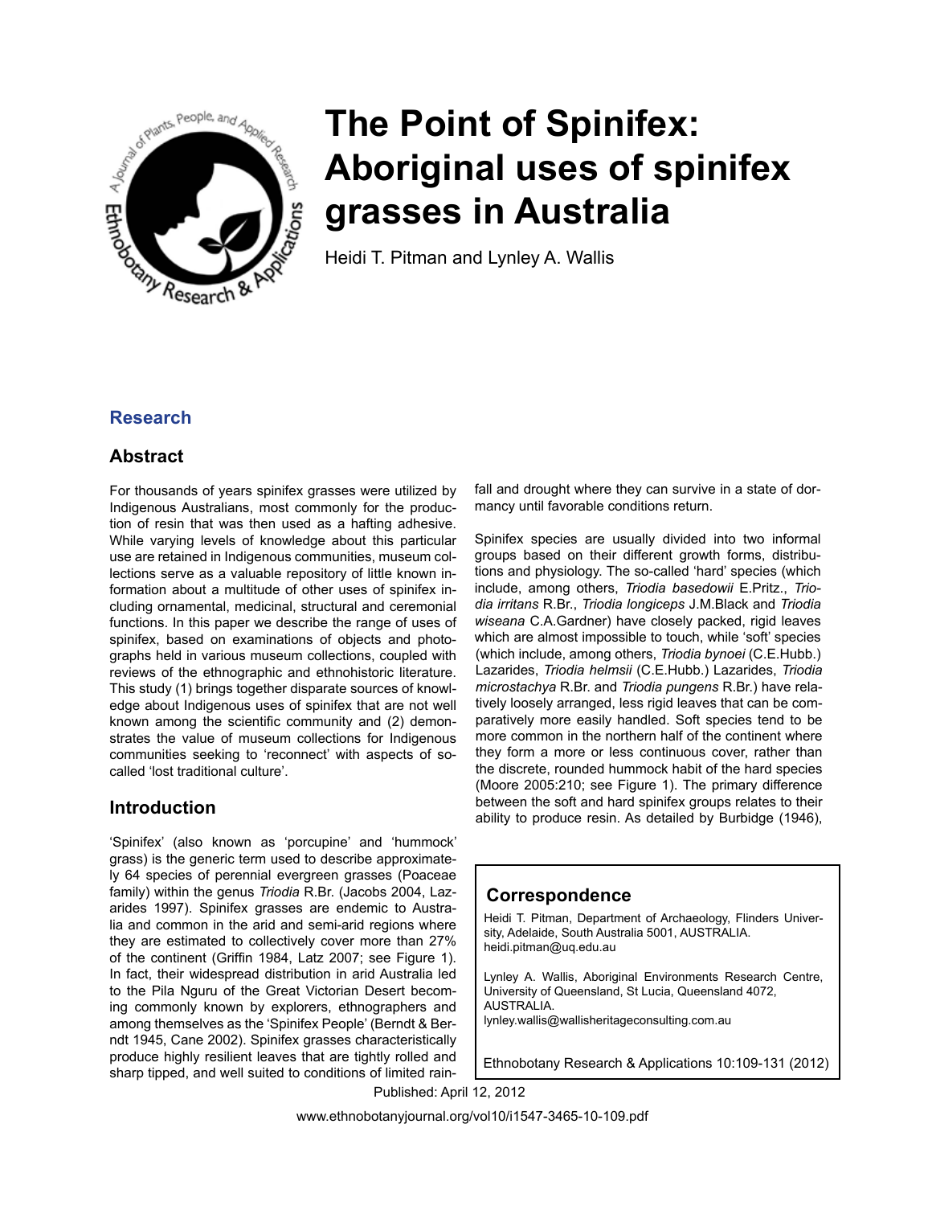# The Point of Spinifex: Aboriginal uses of spinifex grasses in Australia

Heidi T. Pitman and Lynley A. Wallis

## Research

## Abstract

For thousands of years spinifex grasses were utilized by Indigenous Australians, most commonly for the production of resin that was then used as a hafting adhesive. While varying levels of knowledge about this particular use are retained in Indigenous communities, museum collections serve as a valuable repository of little known information about a multitude of other uses of spinifex including ornamental, medicinal, structural and ceremonial functions. In this paper we describe the range of uses of spinifex, based on examinations of objects and photographs held in various museum collections, coupled with reviews of the ethnographic and ethnohistoric literature. This study (1) brings together disparate sources of knowledge about Indigenous uses of spinifex that are not well known among the scientific community and (2) demonstrates the value of museum collections for Indigenous communities seeking to 'reconnect' with aspects of so-called 'lost traditional culture'.

## Introduction

'Spinifex' (also known as 'porcupine' and 'hummock' grass) is the generic term used to describe approximately 64 species of perennial evergreen grasses (Poaceae family) within the genus *Triodia* R.Br. (Jacobs 2004, Lazarides 1997). Spinifex grasses are endemic to Australia and common in the arid and semi-arid regions where they are estimated to collectively cover more than 27% of the continent (Griffin 1984, Latz 2007; see Figure 1). In fact, their widespread distribution in arid Australia led to the Pila Nguru of the Great Victorian Desert becoming commonly known by explorers, ethnographers and among themselves as the 'Spinifex People' (Berndt & Berndt 1945, Cane 2002). Spinifex grasses characteristically produce highly resilient leaves that are tightly rolled and sharp tipped, and well suited to conditions of limited rainfall and drought where they can survive in a state of dormancy until favorable conditions return.

Spinifex species are usually divided into two informal groups based on their different growth forms, distributions and physiology. The so-called 'hard' species (which include, among others, *Triodia basedowii* E.Pritz., *Triodia irritans* R.Br., *Triodia longiceps* J.M.Black and *Triodia wiseana* C.A.Gardner) have closely packed, rigid leaves which are almost impossible to touch, while 'soft' species (which include, among others, *Triodia bynoei* (C.E.Hubb.) Lazarides, *Triodia helmsii* (C.E.Hubb.) Lazarides, *Triodia microstachya* R.Br. and *Triodia pungens* R.Br.) have relatively loosely arranged, less rigid leaves that can be comparatively more easily handled. Soft species tend to be more common in the northern half of the continent where they form a more or less continuous cover, rather than the discrete, rounded hummock habit of the hard species (Moore 2005:210; see Figure 1). The primary difference between the soft and hard spinifex groups relates to their ability to produce resin. As detailed by Burbidge (1946),

## Correspondence

Heidi T. Pitman, Department of Archaeology, Flinders University, Adelaide, South Australia 5001, AUSTRALIA.
heidi.pitman@uq.edu.au

Lynley A. Wallis, Aboriginal Environments Research Centre, University of Queensland, St Lucia, Queensland 4072, AUSTRALIA.
lynley.wallis@wallisheritageconsulting.com.au

Ethnobotany Research & Applications 10:109-131 (2012)

Published: April 12, 2012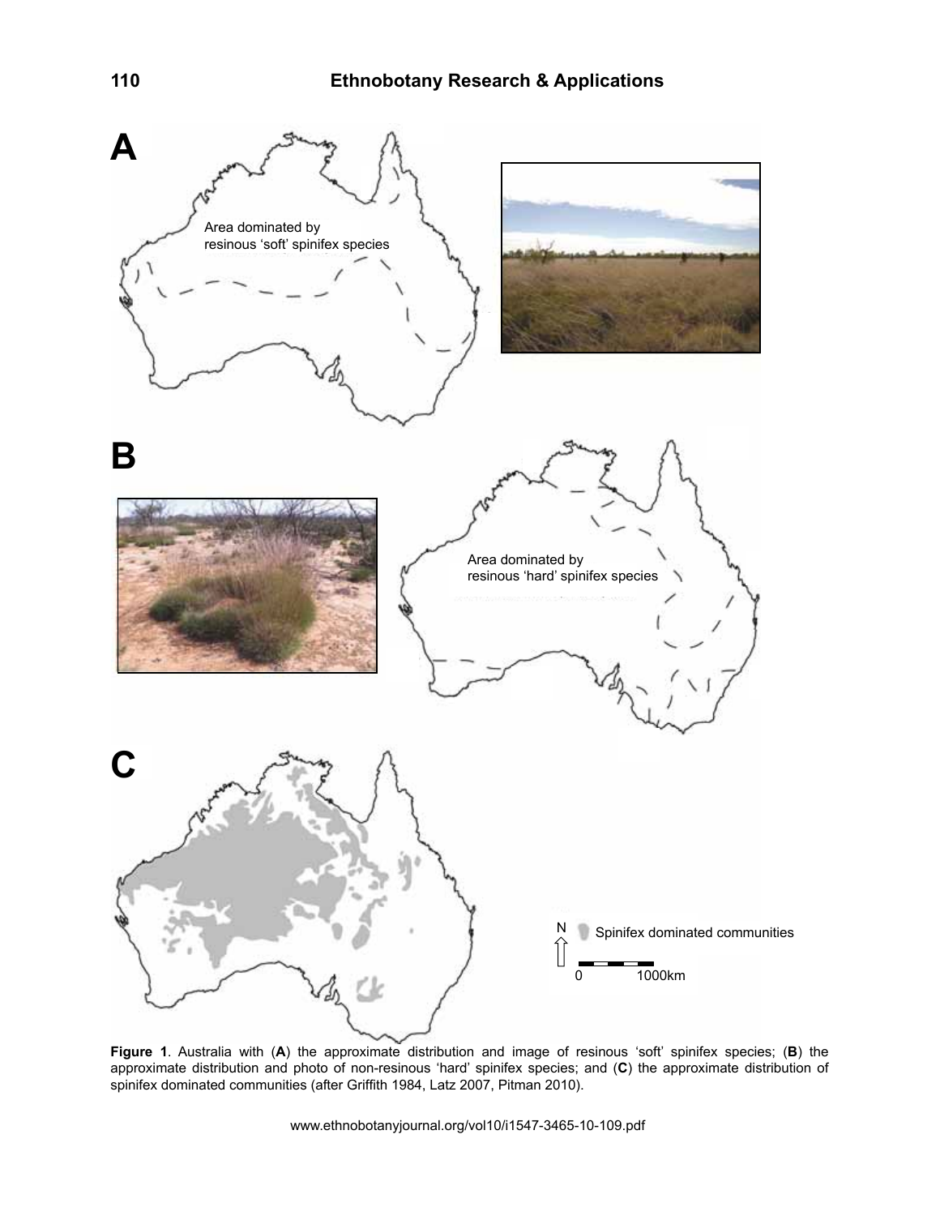**Figure 1**. Australia with (**A**) the approximate distribution and image of resinous 'soft' spinifex species; (**B**) the approximate distribution and photo of non-resinous 'hard' spinifex species; and (**C**) the approximate distribution of spinifex dominated communities (after Griffith 1984, Latz 2007, Pitman 2010).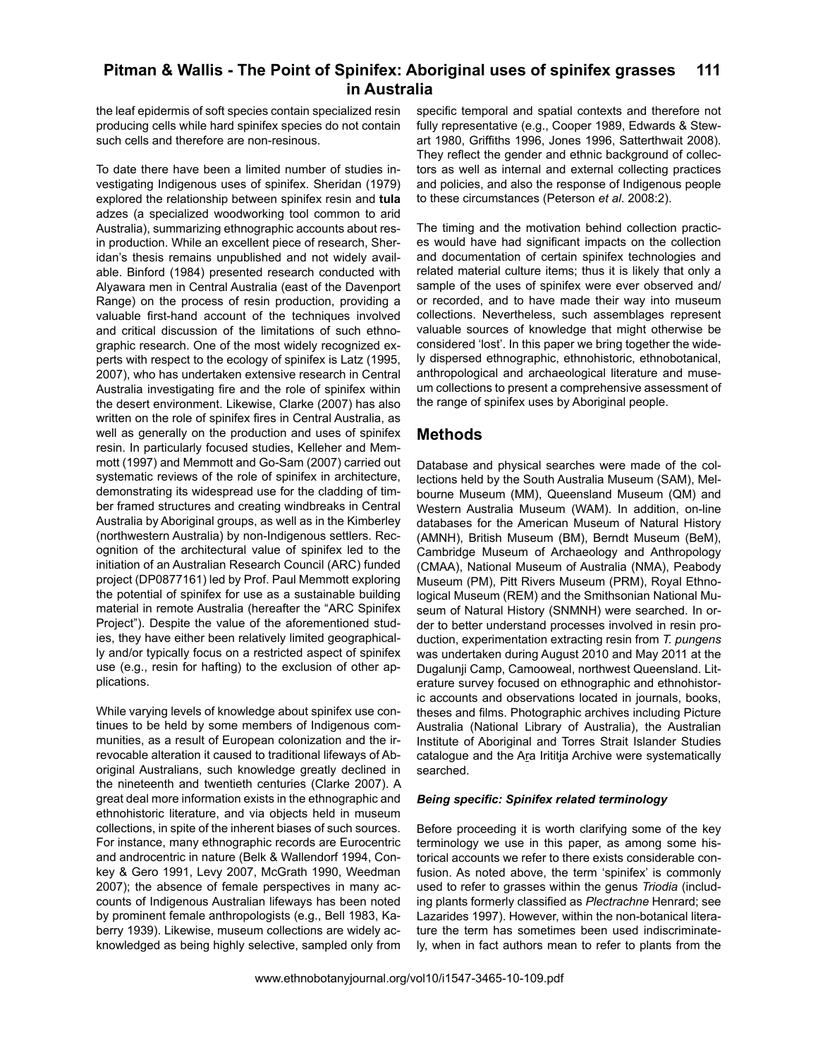the leaf epidermis of soft species contain specialized resin producing cells while hard spinifex species do not contain such cells and therefore are non-resinous.

To date there have been a limited number of studies investigating Indigenous uses of spinifex. Sheridan (1979) explored the relationship between spinifex resin and **tula** adzes (a specialized woodworking tool common to arid Australia), summarizing ethnographic accounts about resin production. While an excellent piece of research, Sheridan's thesis remains unpublished and not widely available. Binford (1984) presented research conducted with Alyawara men in Central Australia (east of the Davenport Range) on the process of resin production, providing a valuable first-hand account of the techniques involved and critical discussion of the limitations of such ethnographic research. One of the most widely recognized experts with respect to the ecology of spinifex is Latz (1995, 2007), who has undertaken extensive research in Central Australia investigating fire and the role of spinifex within the desert environment. Likewise, Clarke (2007) has also written on the role of spinifex fires in Central Australia, as well as generally on the production and uses of spinifex resin. In particularly focused studies, Kelleher and Memmott (1997) and Memmott and Go-Sam (2007) carried out systematic reviews of the role of spinifex in architecture, demonstrating its widespread use for the cladding of timber framed structures and creating windbreaks in Central Australia by Aboriginal groups, as well as in the Kimberley (northwestern Australia) by non-Indigenous settlers. Recognition of the architectural value of spinifex led to the initiation of an Australian Research Council (ARC) funded project (DP0877161) led by Prof. Paul Memmott exploring the potential of spinifex for use as a sustainable building material in remote Australia (hereafter the "ARC Spinifex Project"). Despite the value of the aforementioned studies, they have either been relatively limited geographically and/or typically focus on a restricted aspect of spinifex use (e.g., resin for hafting) to the exclusion of other applications.

While varying levels of knowledge about spinifex use continues to be held by some members of Indigenous communities, as a result of European colonization and the irrevocable alteration it caused to traditional lifeways of Aboriginal Australians, such knowledge greatly declined in the nineteenth and twentieth centuries (Clarke 2007). A great deal more information exists in the ethnographic and ethnohistoric literature, and via objects held in museum collections, in spite of the inherent biases of such sources. For instance, many ethnographic records are Eurocentric and androcentric in nature (Belk & Wallendorf 1994, Conkey & Gero 1991, Levy 2007, McGrath 1990, Weedman 2007); the absence of female perspectives in many accounts of Indigenous Australian lifeways has been noted by prominent female anthropologists (e.g., Bell 1983, Kaberry 1939). Likewise, museum collections are widely acknowledged as being highly selective, sampled only from specific temporal and spatial contexts and therefore not fully representative (e.g., Cooper 1989, Edwards & Stewart 1980, Griffiths 1996, Jones 1996, Satterthwait 2008). They reflect the gender and ethnic background of collectors as well as internal and external collecting practices and policies, and also the response of Indigenous people to these circumstances (Peterson *et al*. 2008:2).

The timing and the motivation behind collection practices would have had significant impacts on the collection and documentation of certain spinifex technologies and related material culture items; thus it is likely that only a sample of the uses of spinifex were ever observed and/or recorded, and to have made their way into museum collections. Nevertheless, such assemblages represent valuable sources of knowledge that might otherwise be considered 'lost'. In this paper we bring together the widely dispersed ethnographic, ethnohistoric, ethnobotanical, anthropological and archaeological literature and museum collections to present a comprehensive assessment of the range of spinifex uses by Aboriginal people.

## Methods

Database and physical searches were made of the collections held by the South Australia Museum (SAM), Melbourne Museum (MM), Queensland Museum (QM) and Western Australia Museum (WAM). In addition, on-line databases for the American Museum of Natural History (AMNH), British Museum (BM), Berndt Museum (BeM), Cambridge Museum of Archaeology and Anthropology (CMAA), National Museum of Australia (NMA), Peabody Museum (PM), Pitt Rivers Museum (PRM), Royal Ethnological Museum (REM) and the Smithsonian National Museum of Natural History (SNMNH) were searched. In order to better understand processes involved in resin production, experimentation extracting resin from *T. pungens* was undertaken during August 2010 and May 2011 at the Dugalunji Camp, Camooweal, northwest Queensland. Literature survey focused on ethnographic and ethnohistoric accounts and observations located in journals, books, theses and films. Photographic archives including Picture Australia (National Library of Australia), the Australian Institute of Aboriginal and Torres Strait Islander Studies catalogue and the Ara Irititja Archive were systematically searched.

### *Being specific: Spinifex related terminology*

Before proceeding it is worth clarifying some of the key terminology we use in this paper, as among some historical accounts we refer to there exists considerable confusion. As noted above, the term 'spinifex' is commonly used to refer to grasses within the genus *Triodia* (including plants formerly classified as *Plectrachne* Henrard; see Lazarides 1997). However, within the non-botanical literature the term has sometimes been used indiscriminately, when in fact authors mean to refer to plants from the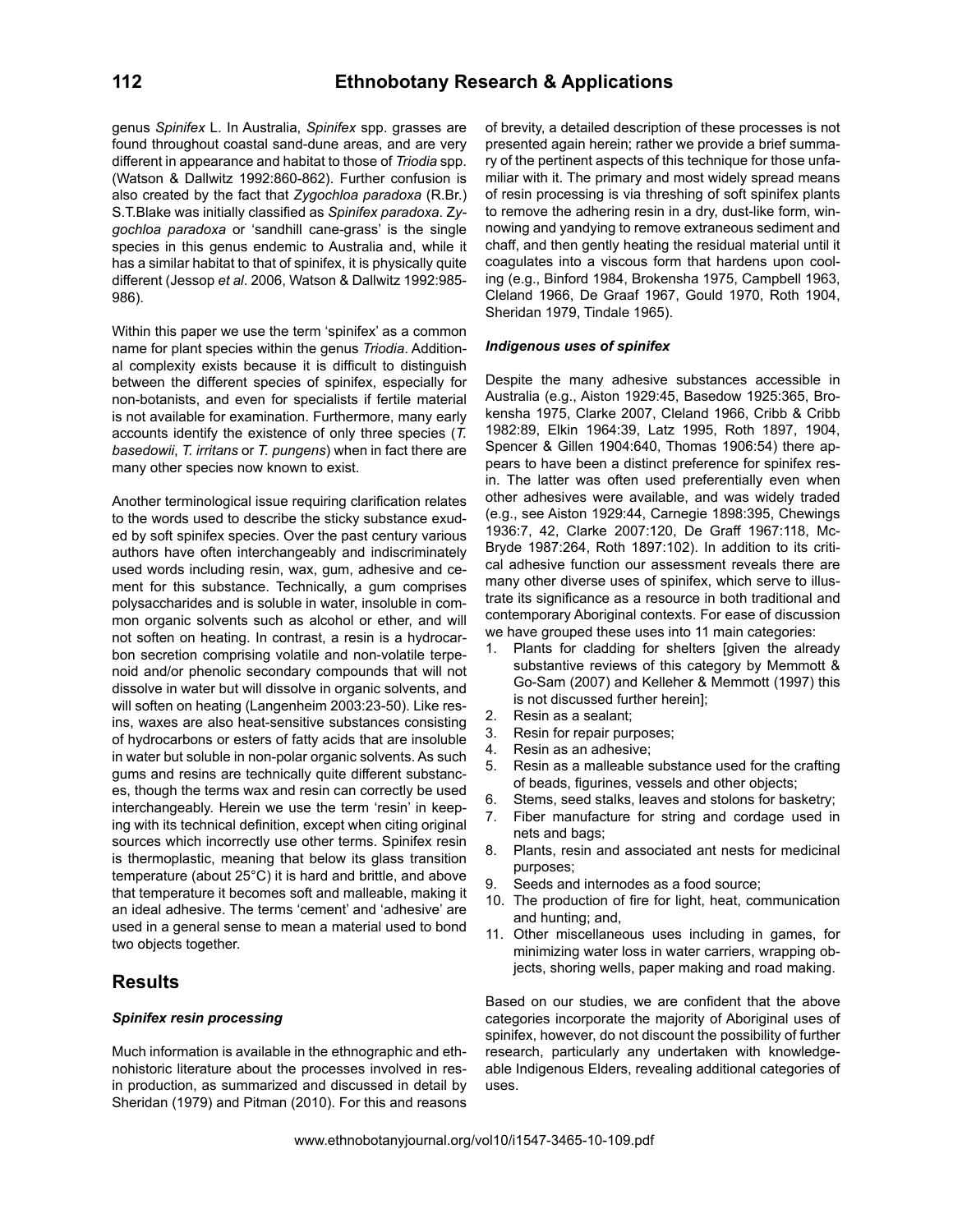genus *Spinifex* L. In Australia, *Spinifex* spp. grasses are found throughout coastal sand-dune areas, and are very different in appearance and habitat to those of *Triodia* spp. (Watson & Dallwitz 1992:860-862). Further confusion is also created by the fact that *Zygochloa paradoxa* (R.Br.) S.T.Blake was initially classified as *Spinifex paradoxa*. *Zygochloa paradoxa* or 'sandhill cane-grass' is the single species in this genus endemic to Australia and, while it has a similar habitat to that of spinifex, it is physically quite different (Jessop *et al*. 2006, Watson & Dallwitz 1992:985-986).

Within this paper we use the term 'spinifex' as a common name for plant species within the genus *Triodia*. Additional complexity exists because it is difficult to distinguish between the different species of spinifex, especially for non-botanists, and even for specialists if fertile material is not available for examination. Furthermore, many early accounts identify the existence of only three species (*T. basedowii*, *T. irritans* or *T. pungens*) when in fact there are many other species now known to exist.

Another terminological issue requiring clarification relates to the words used to describe the sticky substance exuded by soft spinifex species. Over the past century various authors have often interchangeably and indiscriminately used words including resin, wax, gum, adhesive and cement for this substance. Technically, a gum comprises polysaccharides and is soluble in water, insoluble in common organic solvents such as alcohol or ether, and will not soften on heating. In contrast, a resin is a hydrocarbon secretion comprising volatile and non-volatile terpenoid and/or phenolic secondary compounds that will not dissolve in water but will dissolve in organic solvents, and will soften on heating (Langenheim 2003:23-50). Like resins, waxes are also heat-sensitive substances consisting of hydrocarbons or esters of fatty acids that are insoluble in water but soluble in non-polar organic solvents. As such gums and resins are technically quite different substances, though the terms wax and resin can correctly be used interchangeably. Herein we use the term 'resin' in keeping with its technical definition, except when citing original sources which incorrectly use other terms. Spinifex resin is thermoplastic, meaning that below its glass transition temperature (about 25°C) it is hard and brittle, and above that temperature it becomes soft and malleable, making it an ideal adhesive. The terms 'cement' and 'adhesive' are used in a general sense to mean a material used to bond two objects together.

## Results

### *Spinifex resin processing*

Much information is available in the ethnographic and ethnohistoric literature about the processes involved in resin production, as summarized and discussed in detail by Sheridan (1979) and Pitman (2010). For this and reasons of brevity, a detailed description of these processes is not presented again herein; rather we provide a brief summary of the pertinent aspects of this technique for those unfamiliar with it. The primary and most widely spread means of resin processing is via threshing of soft spinifex plants to remove the adhering resin in a dry, dust-like form, winnowing and yandying to remove extraneous sediment and chaff, and then gently heating the residual material until it coagulates into a viscous form that hardens upon cooling (e.g., Binford 1984, Brokensha 1975, Campbell 1963, Cleland 1966, De Graaf 1967, Gould 1970, Roth 1904, Sheridan 1979, Tindale 1965).

### *Indigenous uses of spinifex*

Despite the many adhesive substances accessible in Australia (e.g., Aiston 1929:45, Basedow 1925:365, Brokensha 1975, Clarke 2007, Cleland 1966, Cribb & Cribb 1982:89, Elkin 1964:39, Latz 1995, Roth 1897, 1904, Spencer & Gillen 1904:640, Thomas 1906:54) there appears to have been a distinct preference for spinifex resin. The latter was often used preferentially even when other adhesives were available, and was widely traded (e.g., see Aiston 1929:44, Carnegie 1898:395, Chewings 1936:7, 42, Clarke 2007:120, De Graff 1967:118, McBryde 1987:264, Roth 1897:102). In addition to its critical adhesive function our assessment reveals there are many other diverse uses of spinifex, which serve to illustrate its significance as a resource in both traditional and contemporary Aboriginal contexts. For ease of discussion we have grouped these uses into 11 main categories:

1. Plants for cladding for shelters [given the already substantive reviews of this category by Memmott & Go-Sam (2007) and Kelleher & Memmott (1997) this is not discussed further herein];
2. Resin as a sealant;
3. Resin for repair purposes;
4. Resin as an adhesive;
5. Resin as a malleable substance used for the crafting of beads, figurines, vessels and other objects;
6. Stems, seed stalks, leaves and stolons for basketry;
7. Fiber manufacture for string and cordage used in nets and bags;
8. Plants, resin and associated ant nests for medicinal purposes;
9. Seeds and internodes as a food source;
10. The production of fire for light, heat, communication and hunting; and,
11. Other miscellaneous uses including in games, for minimizing water loss in water carriers, wrapping objects, shoring wells, paper making and road making.

Based on our studies, we are confident that the above categories incorporate the majority of Aboriginal uses of spinifex, however, do not discount the possibility of further research, particularly any undertaken with knowledgeable Indigenous Elders, revealing additional categories of uses.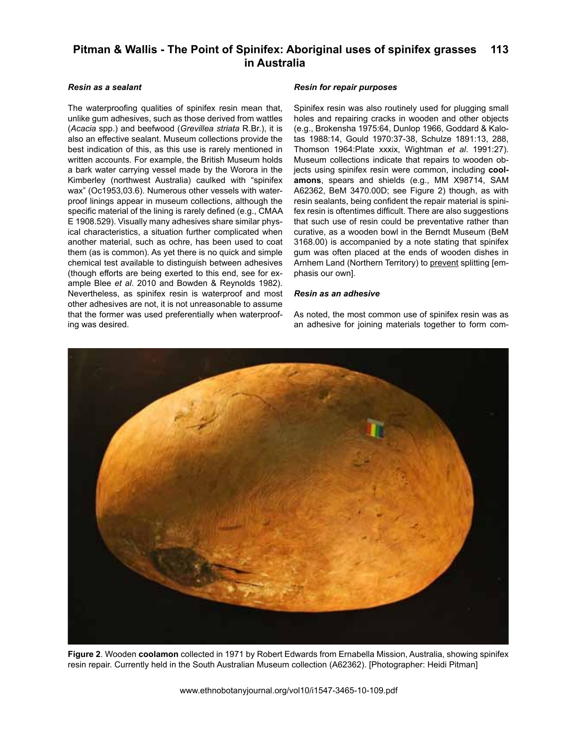### *Resin as a sealant*

The waterproofing qualities of spinifex resin mean that, unlike gum adhesives, such as those derived from wattles (*Acacia* spp.) and beefwood (*Grevillea striata* R.Br.), it is also an effective sealant. Museum collections provide the best indication of this, as this use is rarely mentioned in written accounts. For example, the British Museum holds a bark water carrying vessel made by the Worora in the Kimberley (northwest Australia) caulked with "spinifex wax" (Oc1953,03.6). Numerous other vessels with waterproof linings appear in museum collections, although the specific material of the lining is rarely defined (e.g., CMAA E 1908.529). Visually many adhesives share similar physical characteristics, a situation further complicated when another material, such as ochre, has been used to coat them (as is common). As yet there is no quick and simple chemical test available to distinguish between adhesives (though efforts are being exerted to this end, see for example Blee *et al*. 2010 and Bowden & Reynolds 1982). Nevertheless, as spinifex resin is waterproof and most other adhesives are not, it is not unreasonable to assume that the former was used preferentially when waterproofing was desired.

### *Resin for repair purposes*

Spinifex resin was also routinely used for plugging small holes and repairing cracks in wooden and other objects (e.g., Brokensha 1975:64, Dunlop 1966, Goddard & Kalotas 1988:14, Gould 1970:37-38, Schulze 1891:13, 288, Thomson 1964:Plate xxxix, Wightman *et al*. 1991:27). Museum collections indicate that repairs to wooden objects using spinifex resin were common, including **coolamons**, spears and shields (e.g., MM X98714, SAM A62362, BeM 3470.00D; see Figure 2) though, as with resin sealants, being confident the repair material is spinifex resin is oftentimes difficult. There are also suggestions that such use of resin could be preventative rather than curative, as a wooden bowl in the Berndt Museum (BeM 3168.00) is accompanied by a note stating that spinifex gum was often placed at the ends of wooden dishes in Arnhem Land (Northern Territory) to <u>prevent</u> splitting [emphasis our own].

### *Resin as an adhesive*

As noted, the most common use of spinifex resin was as an adhesive for joining materials together to form com-

**Figure 2**. Wooden **coolamon** collected in 1971 by Robert Edwards from Ernabella Mission, Australia, showing spinifex resin repair. Currently held in the South Australian Museum collection (A62362). [Photographer: Heidi Pitman]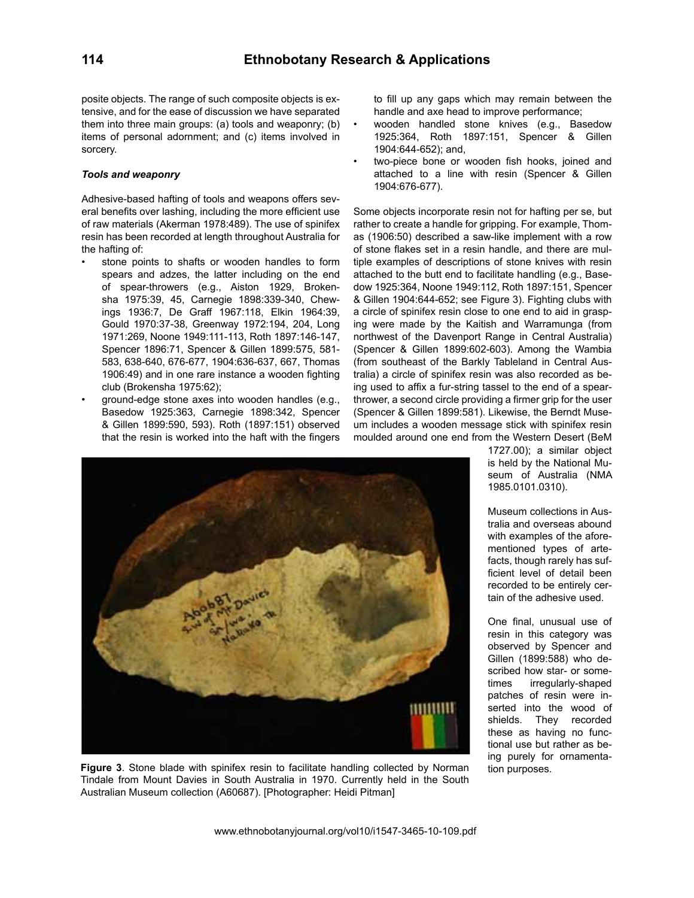posite objects. The range of such composite objects is extensive, and for the ease of discussion we have separated them into three main groups: (a) tools and weaponry; (b) items of personal adornment; and (c) items involved in sorcery.

### *Tools and weaponry*

Adhesive-based hafting of tools and weapons offers several benefits over lashing, including the more efficient use of raw materials (Akerman 1978:489). The use of spinifex resin has been recorded at length throughout Australia for the hafting of:

- stone points to shafts or wooden handles to form spears and adzes, the latter including on the end of spear-throwers (e.g., Aiston 1929, Brokensha 1975:39, 45, Carnegie 1898:339-340, Chewings 1936:7, De Graff 1967:118, Elkin 1964:39, Gould 1970:37-38, Greenway 1972:194, 204, Long 1971:269, Noone 1949:111-113, Roth 1897:146-147, Spencer 1896:71, Spencer & Gillen 1899:575, 581-583, 638-640, 676-677, 1904:636-637, 667, Thomas 1906:49) and in one rare instance a wooden fighting club (Brokensha 1975:62);
- ground-edge stone axes into wooden handles (e.g., Basedow 1925:363, Carnegie 1898:342, Spencer & Gillen 1899:590, 593). Roth (1897:151) observed that the resin is worked into the haft with the fingers to fill up any gaps which may remain between the handle and axe head to improve performance;
- wooden handled stone knives (e.g., Basedow 1925:364, Roth 1897:151, Spencer & Gillen 1904:644-652); and,
- two-piece bone or wooden fish hooks, joined and attached to a line with resin (Spencer & Gillen 1904:676-677).

Some objects incorporate resin not for hafting per se, but rather to create a handle for gripping. For example, Thomas (1906:50) described a saw-like implement with a row of stone flakes set in a resin handle, and there are multiple examples of descriptions of stone knives with resin attached to the butt end to facilitate handling (e.g., Basedow 1925:364, Noone 1949:112, Roth 1897:151, Spencer & Gillen 1904:644-652; see Figure 3). Fighting clubs with a circle of spinifex resin close to one end to aid in grasping were made by the Kaitish and Warramunga (from northwest of the Davenport Range in Central Australia) (Spencer & Gillen 1899:602-603). Among the Wambia (from southeast of the Barkly Tableland in Central Australia) a circle of spinifex resin was also recorded as being used to affix a fur-string tassel to the end of a spear-thrower, a second circle providing a firmer grip for the user (Spencer & Gillen 1899:581). Likewise, the Berndt Museum includes a wooden message stick with spinifex resin moulded around one end from the Western Desert (BeM 1727.00); a similar object is held by the National Museum of Australia (NMA 1985.0101.0310).

**Figure 3**. Stone blade with spinifex resin to facilitate handling collected by Norman Tindale from Mount Davies in South Australia in 1970. Currently held in the South Australian Museum collection (A60687). [Photographer: Heidi Pitman]

Museum collections in Australia and overseas abound with examples of the aforementioned types of artefacts, though rarely has sufficient level of detail been recorded to be entirely certain of the adhesive used.

One final, unusual use of resin in this category was observed by Spencer and Gillen (1899:588) who described how star- or sometimes irregularly-shaped patches of resin were inserted into the wood of shields. They recorded these as having no functional use but rather as being purely for ornamentation purposes.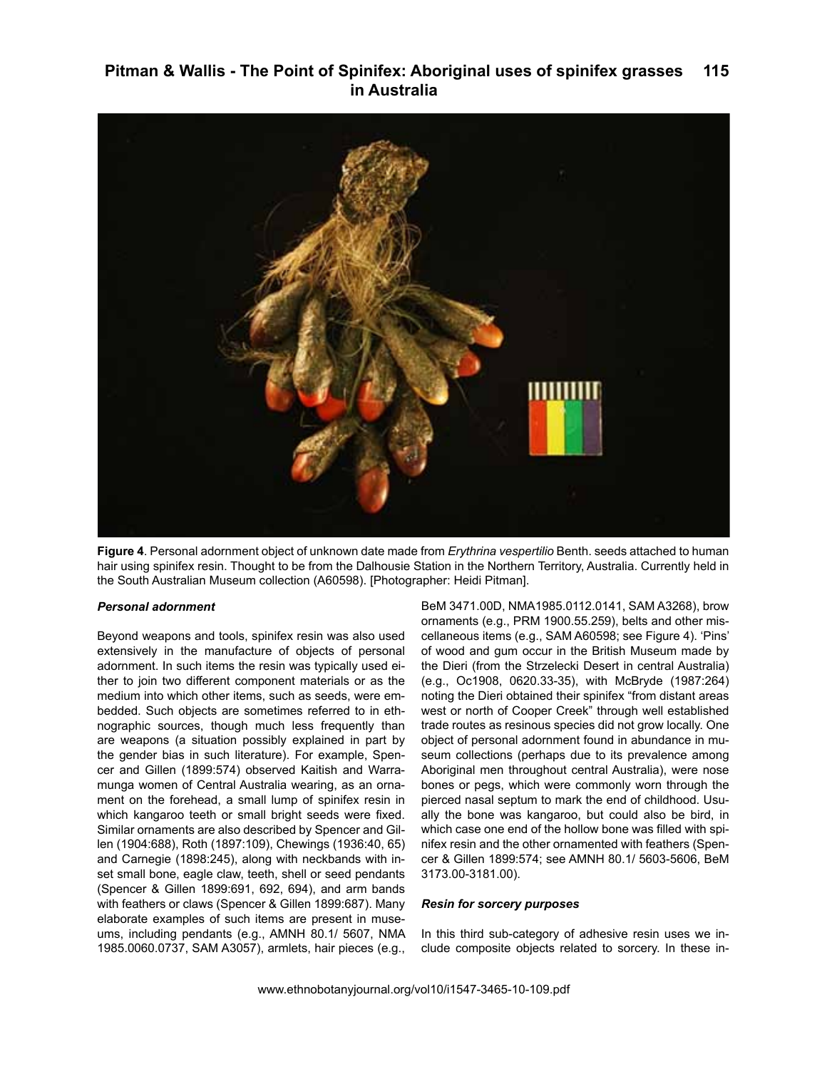**Figure 4**. Personal adornment object of unknown date made from *Erythrina vespertilio* Benth. seeds attached to human hair using spinifex resin. Thought to be from the Dalhousie Station in the Northern Territory, Australia. Currently held in the South Australian Museum collection (A60598). [Photographer: Heidi Pitman].

### *Personal adornment*

Beyond weapons and tools, spinifex resin was also used extensively in the manufacture of objects of personal adornment. In such items the resin was typically used either to join two different component materials or as the medium into which other items, such as seeds, were embedded. Such objects are sometimes referred to in ethnographic sources, though much less frequently than are weapons (a situation possibly explained in part by the gender bias in such literature). For example, Spencer and Gillen (1899:574) observed Kaitish and Warramunga women of Central Australia wearing, as an ornament on the forehead, a small lump of spinifex resin in which kangaroo teeth or small bright seeds were fixed. Similar ornaments are also described by Spencer and Gillen (1904:688), Roth (1897:109), Chewings (1936:40, 65) and Carnegie (1898:245), along with neckbands with inset small bone, eagle claw, teeth, shell or seed pendants (Spencer & Gillen 1899:691, 692, 694), and arm bands with feathers or claws (Spencer & Gillen 1899:687). Many elaborate examples of such items are present in museums, including pendants (e.g., AMNH 80.1/ 5607, NMA 1985.0060.0737, SAM A3057), armlets, hair pieces (e.g., BeM 3471.00D, NMA1985.0112.0141, SAM A3268), brow ornaments (e.g., PRM 1900.55.259), belts and other miscellaneous items (e.g., SAM A60598; see Figure 4). 'Pins' of wood and gum occur in the British Museum made by the Dieri (from the Strzelecki Desert in central Australia) (e.g., Oc1908, 0620.33-35), with McBryde (1987:264) noting the Dieri obtained their spinifex "from distant areas west or north of Cooper Creek" through well established trade routes as resinous species did not grow locally. One object of personal adornment found in abundance in museum collections (perhaps due to its prevalence among Aboriginal men throughout central Australia), were nose bones or pegs, which were commonly worn through the pierced nasal septum to mark the end of childhood. Usually the bone was kangaroo, but could also be bird, in which case one end of the hollow bone was filled with spinifex resin and the other ornamented with feathers (Spencer & Gillen 1899:574; see AMNH 80.1/ 5603-5606, BeM 3173.00-3181.00).

### *Resin for sorcery purposes*

In this third sub-category of adhesive resin uses we include composite objects related to sorcery. In these in-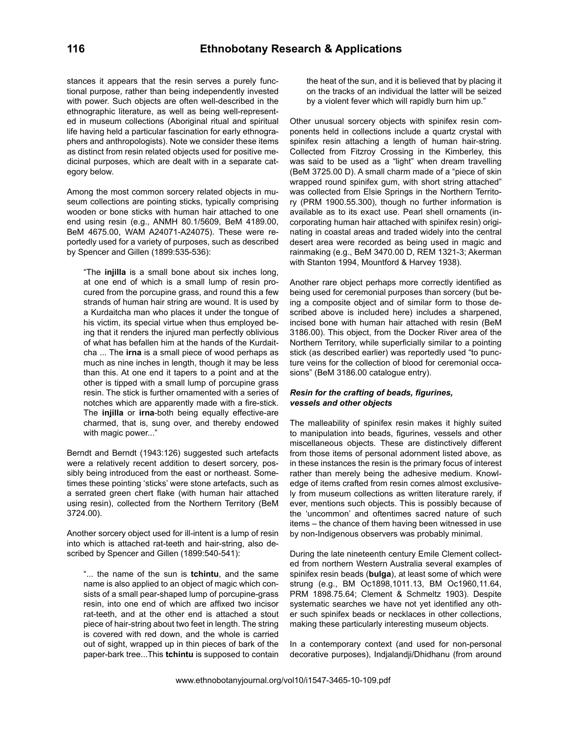stances it appears that the resin serves a purely functional purpose, rather than being independently invested with power. Such objects are often well-described in the ethnographic literature, as well as being well-represented in museum collections (Aboriginal ritual and spiritual life having held a particular fascination for early ethnographers and anthropologists). Note we consider these items as distinct from resin related objects used for positive medicinal purposes, which are dealt with in a separate category below.

Among the most common sorcery related objects in museum collections are pointing sticks, typically comprising wooden or bone sticks with human hair attached to one end using resin (e.g., ANMH 80.1/5609, BeM 4189.00, BeM 4675.00, WAM A24071-A24075). These were reportedly used for a variety of purposes, such as described by Spencer and Gillen (1899:535-536):

> "The **injilla** is a small bone about six inches long, at one end of which is a small lump of resin procured from the porcupine grass, and round this a few strands of human hair string are wound. It is used by a Kurdaitcha man who places it under the tongue of his victim, its special virtue when thus employed being that it renders the injured man perfectly oblivious of what has befallen him at the hands of the Kurdaitcha ... The **irna** is a small piece of wood perhaps as much as nine inches in length, though it may be less than this. At one end it tapers to a point and at the other is tipped with a small lump of porcupine grass resin. The stick is further ornamented with a series of notches which are apparently made with a fire-stick. The **injilla** or **irna**-both being equally effective-are charmed, that is, sung over, and thereby endowed with magic power..."

Berndt and Berndt (1943:126) suggested such artefacts were a relatively recent addition to desert sorcery, possibly being introduced from the east or northeast. Sometimes these pointing 'sticks' were stone artefacts, such as a serrated green chert flake (with human hair attached using resin), collected from the Northern Territory (BeM 3724.00).

Another sorcery object used for ill-intent is a lump of resin into which is attached rat-teeth and hair-string, also described by Spencer and Gillen (1899:540-541):

> "... the name of the sun is **tchintu**, and the same name is also applied to an object of magic which consists of a small pear-shaped lump of porcupine-grass resin, into one end of which are affixed two incisor rat-teeth, and at the other end is attached a stout piece of hair-string about two feet in length. The string is covered with red down, and the whole is carried out of sight, wrapped up in thin pieces of bark of the paper-bark tree...This **tchintu** is supposed to contain the heat of the sun, and it is believed that by placing it on the tracks of an individual the latter will be seized by a violent fever which will rapidly burn him up."

Other unusual sorcery objects with spinifex resin components held in collections include a quartz crystal with spinifex resin attaching a length of human hair-string. Collected from Fitzroy Crossing in the Kimberley, this was said to be used as a "light" when dream travelling (BeM 3725.00 D). A small charm made of a "piece of skin wrapped round spinifex gum, with short string attached" was collected from Elsie Springs in the Northern Territory (PRM 1900.55.300), though no further information is available as to its exact use. Pearl shell ornaments (incorporating human hair attached with spinifex resin) originating in coastal areas and traded widely into the central desert area were recorded as being used in magic and rainmaking (e.g., BeM 3470.00 D, REM 1321-3; Akerman with Stanton 1994, Mountford & Harvey 1938).

Another rare object perhaps more correctly identified as being used for ceremonial purposes than sorcery (but being a composite object and of similar form to those described above is included here) includes a sharpened, incised bone with human hair attached with resin (BeM 3186.00). This object, from the Docker River area of the Northern Territory, while superficially similar to a pointing stick (as described earlier) was reportedly used "to puncture veins for the collection of blood for ceremonial occasions" (BeM 3186.00 catalogue entry).

### *Resin for the crafting of beads, figurines, vessels and other objects*

The malleability of spinifex resin makes it highly suited to manipulation into beads, figurines, vessels and other miscellaneous objects. These are distinctively different from those items of personal adornment listed above, as in these instances the resin is the primary focus of interest rather than merely being the adhesive medium. Knowledge of items crafted from resin comes almost exclusively from museum collections as written literature rarely, if ever, mentions such objects. This is possibly because of the 'uncommon' and oftentimes sacred nature of such items – the chance of them having been witnessed in use by non-Indigenous observers was probably minimal.

During the late nineteenth century Emile Clement collected from northern Western Australia several examples of spinifex resin beads (**bulga**), at least some of which were strung (e.g., BM Oc1898,1011.13, BM Oc1960,11.64, PRM 1898.75.64; Clement & Schmeltz 1903). Despite systematic searches we have not yet identified any other such spinifex beads or necklaces in other collections, making these particularly interesting museum objects.

In a contemporary context (and used for non-personal decorative purposes), Indjalandji/Dhidhanu (from around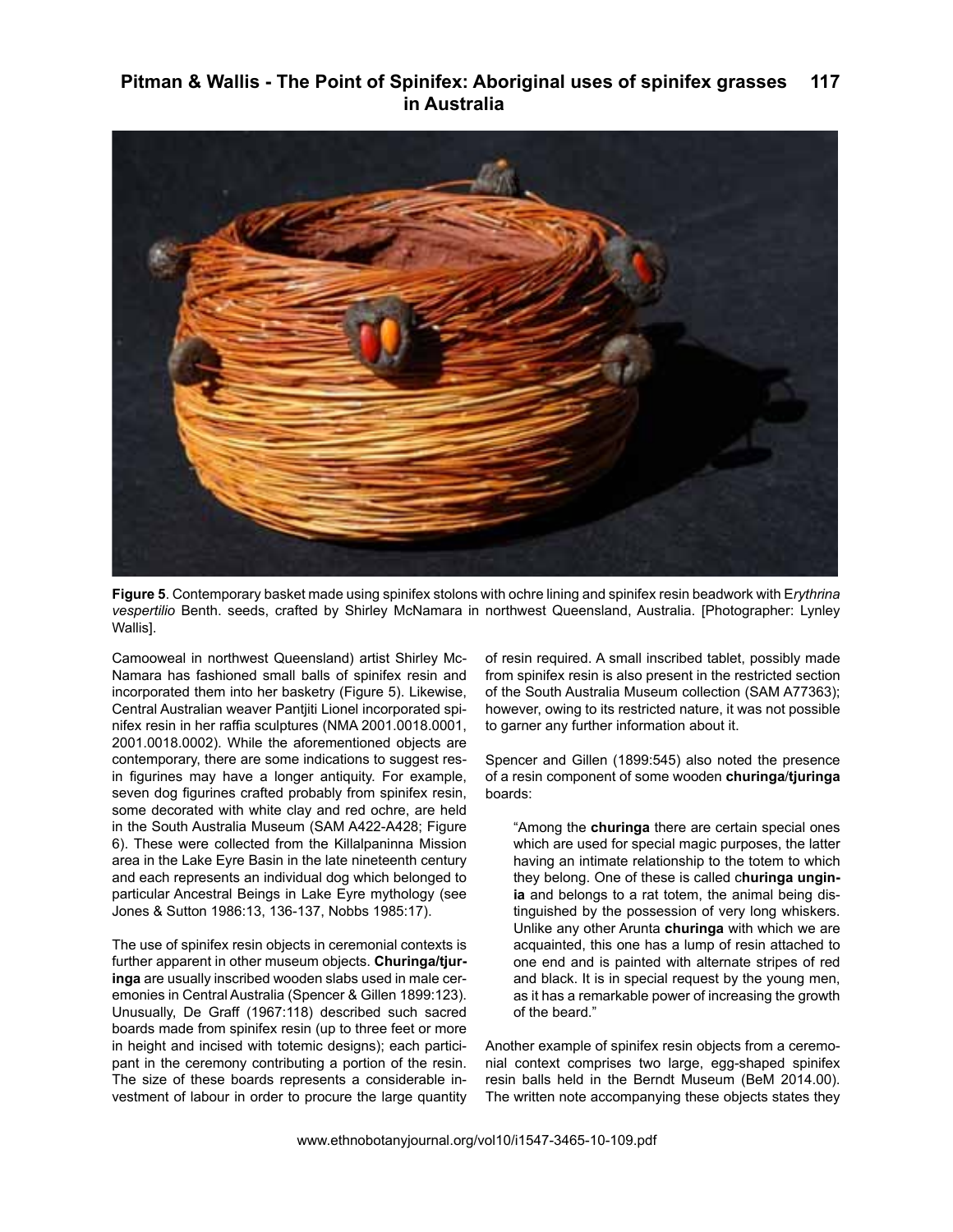**Figure 5**. Contemporary basket made using spinifex stolons with ochre lining and spinifex resin beadwork with E*rythrina vespertilio* Benth. seeds, crafted by Shirley McNamara in northwest Queensland, Australia. [Photographer: Lynley Wallis].

Camooweal in northwest Queensland) artist Shirley McNamara has fashioned small balls of spinifex resin and incorporated them into her basketry (Figure 5). Likewise, Central Australian weaver Pantjiti Lionel incorporated spinifex resin in her raffia sculptures (NMA 2001.0018.0001, 2001.0018.0002). While the aforementioned objects are contemporary, there are some indications to suggest resin figurines may have a longer antiquity. For example, seven dog figurines crafted probably from spinifex resin, some decorated with white clay and red ochre, are held in the South Australia Museum (SAM A422-A428; Figure 6). These were collected from the Killalpaninna Mission area in the Lake Eyre Basin in the late nineteenth century and each represents an individual dog which belonged to particular Ancestral Beings in Lake Eyre mythology (see Jones & Sutton 1986:13, 136-137, Nobbs 1985:17).

The use of spinifex resin objects in ceremonial contexts is further apparent in other museum objects. **Churinga/tjuringa** are usually inscribed wooden slabs used in male ceremonies in Central Australia (Spencer & Gillen 1899:123). Unusually, De Graff (1967:118) described such sacred boards made from spinifex resin (up to three feet or more in height and incised with totemic designs); each participant in the ceremony contributing a portion of the resin. The size of these boards represents a considerable investment of labour in order to procure the large quantity of resin required. A small inscribed tablet, possibly made from spinifex resin is also present in the restricted section of the South Australia Museum collection (SAM A77363); however, owing to its restricted nature, it was not possible to garner any further information about it.

Spencer and Gillen (1899:545) also noted the presence of a resin component of some wooden **churinga/tjuringa** boards:

> "Among the **churinga** there are certain special ones which are used for special magic purposes, the latter having an intimate relationship to the totem to which they belong. One of these is called c**huringa unginia** and belongs to a rat totem, the animal being distinguished by the possession of very long whiskers. Unlike any other Arunta **churinga** with which we are acquainted, this one has a lump of resin attached to one end and is painted with alternate stripes of red and black. It is in special request by the young men, as it has a remarkable power of increasing the growth of the beard."

Another example of spinifex resin objects from a ceremonial context comprises two large, egg-shaped spinifex resin balls held in the Berndt Museum (BeM 2014.00). The written note accompanying these objects states they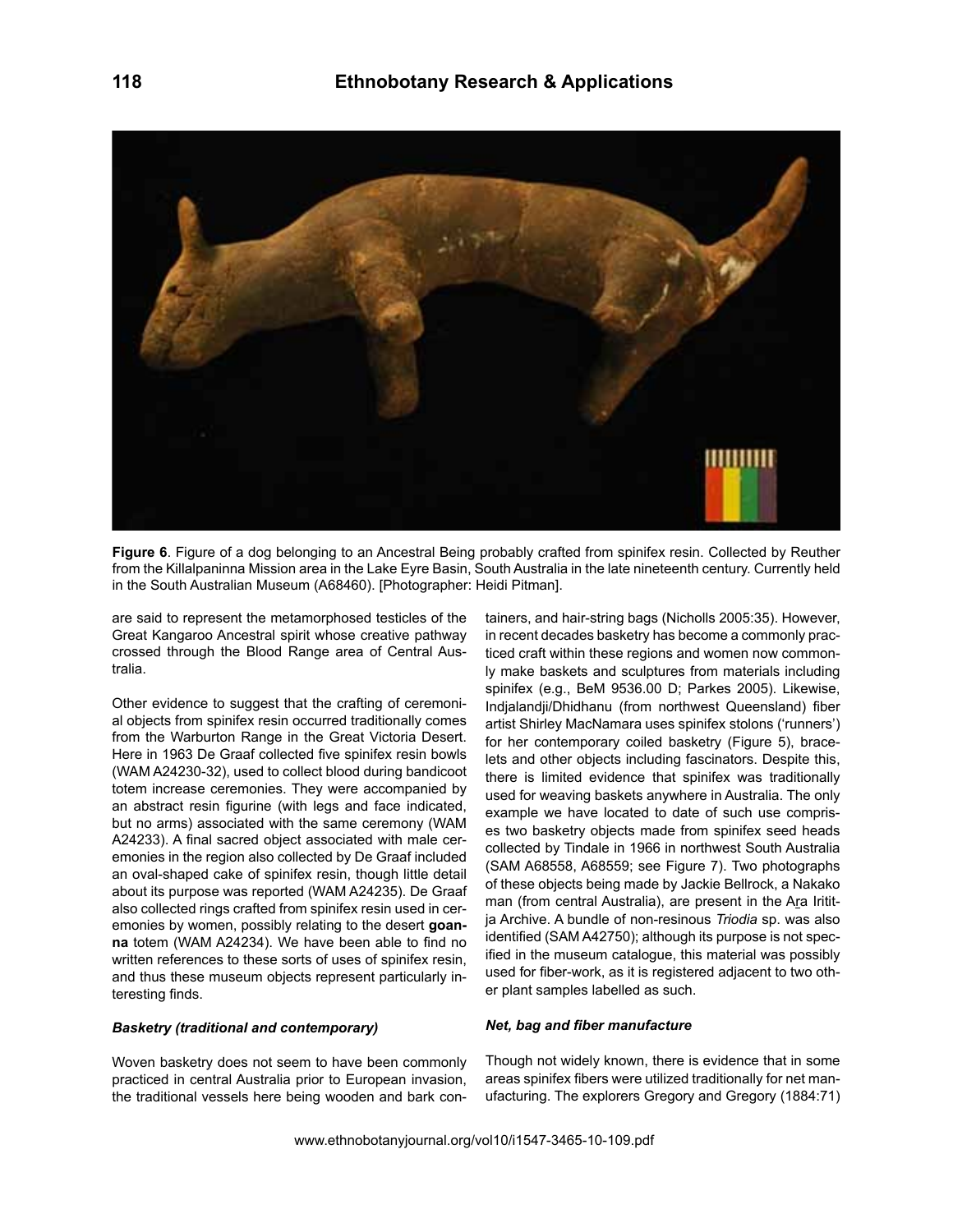**Figure 6**. Figure of a dog belonging to an Ancestral Being probably crafted from spinifex resin. Collected by Reuther from the Killalpaninna Mission area in the Lake Eyre Basin, South Australia in the late nineteenth century. Currently held in the South Australian Museum (A68460). [Photographer: Heidi Pitman].

are said to represent the metamorphosed testicles of the Great Kangaroo Ancestral spirit whose creative pathway crossed through the Blood Range area of Central Australia.

Other evidence to suggest that the crafting of ceremonial objects from spinifex resin occurred traditionally comes from the Warburton Range in the Great Victoria Desert. Here in 1963 De Graaf collected five spinifex resin bowls (WAM A24230-32), used to collect blood during bandicoot totem increase ceremonies. They were accompanied by an abstract resin figurine (with legs and face indicated, but no arms) associated with the same ceremony (WAM A24233). A final sacred object associated with male ceremonies in the region also collected by De Graaf included an oval-shaped cake of spinifex resin, though little detail about its purpose was reported (WAM A24235). De Graaf also collected rings crafted from spinifex resin used in ceremonies by women, possibly relating to the desert **goanna** totem (WAM A24234). We have been able to find no written references to these sorts of uses of spinifex resin, and thus these museum objects represent particularly interesting finds.

### *Basketry (traditional and contemporary)*

Woven basketry does not seem to have been commonly practiced in central Australia prior to European invasion, the traditional vessels here being wooden and bark containers, and hair-string bags (Nicholls 2005:35). However, in recent decades basketry has become a commonly practiced craft within these regions and women now commonly make baskets and sculptures from materials including spinifex (e.g., BeM 9536.00 D; Parkes 2005). Likewise, Indjalandji/Dhidhanu (from northwest Queensland) fiber artist Shirley MacNamara uses spinifex stolons ('runners') for her contemporary coiled basketry (Figure 5), bracelets and other objects including fascinators. Despite this, there is limited evidence that spinifex was traditionally used for weaving baskets anywhere in Australia. The only example we have located to date of such use comprises two basketry objects made from spinifex seed heads collected by Tindale in 1966 in northwest South Australia (SAM A68558, A68559; see Figure 7). Two photographs of these objects being made by Jackie Bellrock, a Nakako man (from central Australia), are present in the A͟ra Irititja Archive. A bundle of non-resinous *Triodia* sp. was also identified (SAM A42750); although its purpose is not specified in the museum catalogue, this material was possibly used for fiber-work, as it is registered adjacent to two other plant samples labelled as such.

### *Net, bag and fiber manufacture*

Though not widely known, there is evidence that in some areas spinifex fibers were utilized traditionally for net manufacturing. The explorers Gregory and Gregory (1884:71)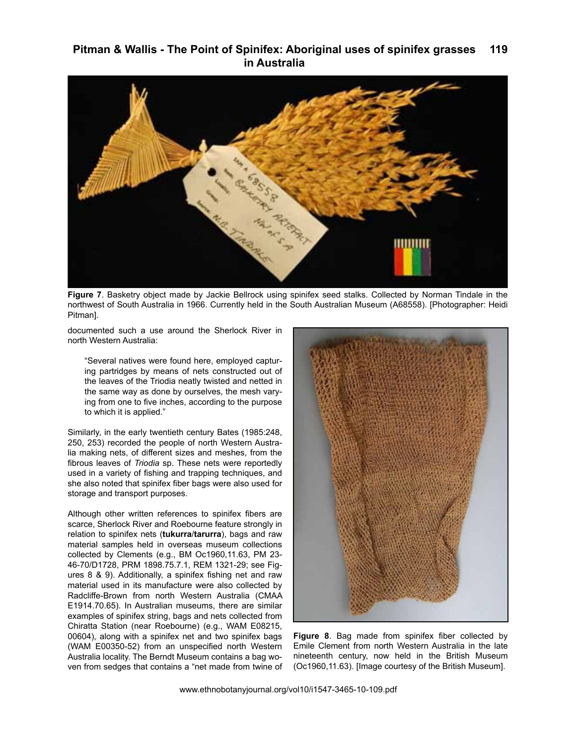**Figure 7**. Basketry object made by Jackie Bellrock using spinifex seed stalks. Collected by Norman Tindale in the northwest of South Australia in 1966. Currently held in the South Australian Museum (A68558). [Photographer: Heidi Pitman].

documented such a use around the Sherlock River in north Western Australia:

> "Several natives were found here, employed capturing partridges by means of nets constructed out of the leaves of the Triodia neatly twisted and netted in the same way as done by ourselves, the mesh varying from one to five inches, according to the purpose to which it is applied."

Similarly, in the early twentieth century Bates (1985:248, 250, 253) recorded the people of north Western Australia making nets, of different sizes and meshes, from the fibrous leaves of *Triodia* sp. These nets were reportedly used in a variety of fishing and trapping techniques, and she also noted that spinifex fiber bags were also used for storage and transport purposes.

Although other written references to spinifex fibers are scarce, Sherlock River and Roebourne feature strongly in relation to spinifex nets (**tukurra**/**tarurra**), bags and raw material samples held in overseas museum collections collected by Clements (e.g., BM Oc1960,11.63, PM 23-46-70/D1728, PRM 1898.75.7.1, REM 1321-29; see Figures 8 & 9). Additionally, a spinifex fishing net and raw material used in its manufacture were also collected by Radcliffe-Brown from north Western Australia (CMAA E1914.70.65). In Australian museums, there are similar examples of spinifex string, bags and nets collected from Chiratta Station (near Roebourne) (e.g., WAM E08215, 00604), along with a spinifex net and two spinifex bags (WAM E00350-52) from an unspecified north Western Australia locality. The Berndt Museum contains a bag woven from sedges that contains a "net made from twine of

**Figure 8**. Bag made from spinifex fiber collected by Emile Clement from north Western Australia in the late nineteenth century, now held in the British Museum (Oc1960,11.63). [Image courtesy of the British Museum].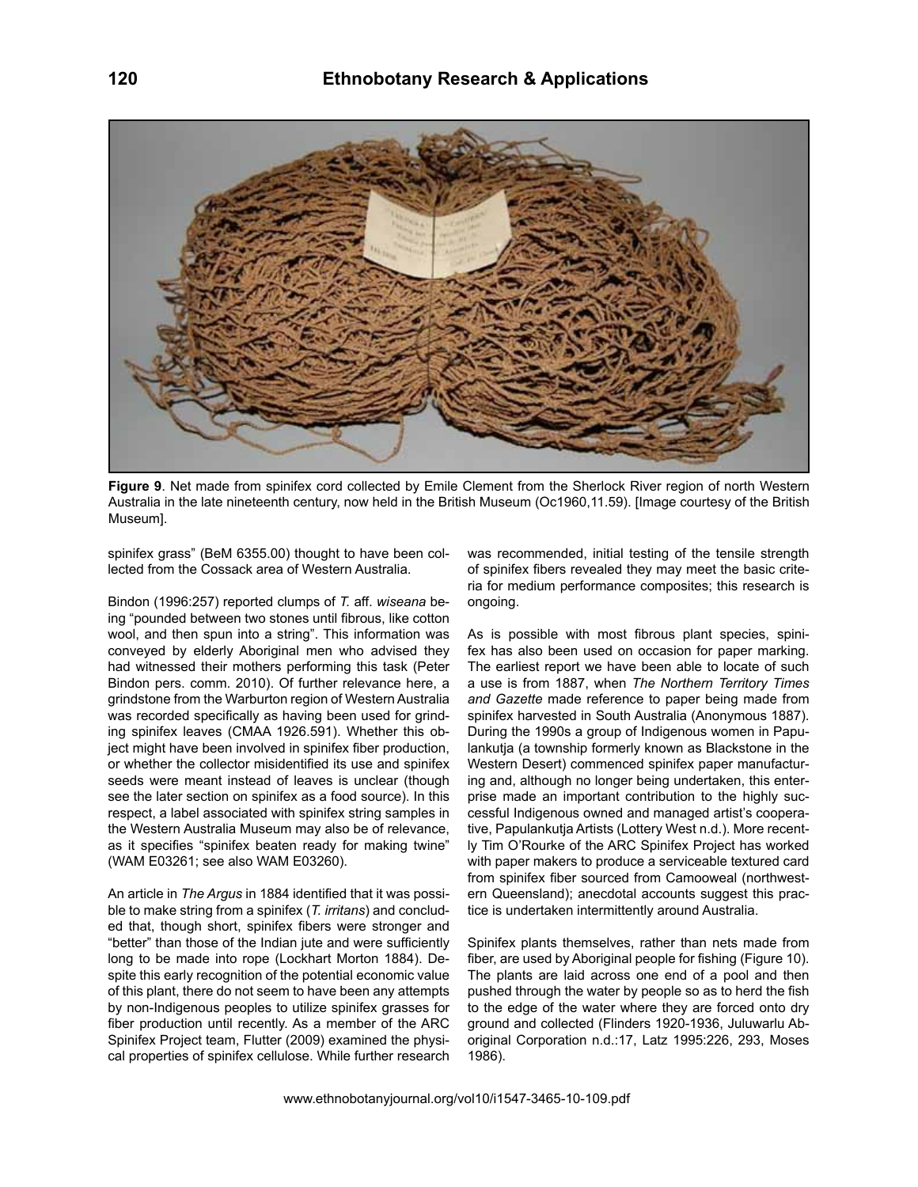**Figure 9**. Net made from spinifex cord collected by Emile Clement from the Sherlock River region of north Western Australia in the late nineteenth century, now held in the British Museum (Oc1960,11.59). [Image courtesy of the British Museum].

spinifex grass" (BeM 6355.00) thought to have been collected from the Cossack area of Western Australia.

Bindon (1996:257) reported clumps of *T.* aff. *wiseana* being "pounded between two stones until fibrous, like cotton wool, and then spun into a string". This information was conveyed by elderly Aboriginal men who advised they had witnessed their mothers performing this task (Peter Bindon pers. comm. 2010). Of further relevance here, a grindstone from the Warburton region of Western Australia was recorded specifically as having been used for grinding spinifex leaves (CMAA 1926.591). Whether this object might have been involved in spinifex fiber production, or whether the collector misidentified its use and spinifex seeds were meant instead of leaves is unclear (though see the later section on spinifex as a food source). In this respect, a label associated with spinifex string samples in the Western Australia Museum may also be of relevance, as it specifies "spinifex beaten ready for making twine" (WAM E03261; see also WAM E03260).

An article in *The Argus* in 1884 identified that it was possible to make string from a spinifex (*T. irritans*) and concluded that, though short, spinifex fibers were stronger and "better" than those of the Indian jute and were sufficiently long to be made into rope (Lockhart Morton 1884). Despite this early recognition of the potential economic value of this plant, there do not seem to have been any attempts by non-Indigenous peoples to utilize spinifex grasses for fiber production until recently. As a member of the ARC Spinifex Project team, Flutter (2009) examined the physical properties of spinifex cellulose. While further research was recommended, initial testing of the tensile strength of spinifex fibers revealed they may meet the basic criteria for medium performance composites; this research is ongoing.

As is possible with most fibrous plant species, spinifex has also been used on occasion for paper marking. The earliest report we have been able to locate of such a use is from 1887, when *The Northern Territory Times and Gazette* made reference to paper being made from spinifex harvested in South Australia (Anonymous 1887). During the 1990s a group of Indigenous women in Papulankutja (a township formerly known as Blackstone in the Western Desert) commenced spinifex paper manufacturing and, although no longer being undertaken, this enterprise made an important contribution to the highly successful Indigenous owned and managed artist's cooperative, Papulankutja Artists (Lottery West n.d.). More recently Tim O'Rourke of the ARC Spinifex Project has worked with paper makers to produce a serviceable textured card from spinifex fiber sourced from Camooweal (northwestern Queensland); anecdotal accounts suggest this practice is undertaken intermittently around Australia.

Spinifex plants themselves, rather than nets made from fiber, are used by Aboriginal people for fishing (Figure 10). The plants are laid across one end of a pool and then pushed through the water by people so as to herd the fish to the edge of the water where they are forced onto dry ground and collected (Flinders 1920-1936, Juluwarlu Aboriginal Corporation n.d.:17, Latz 1995:226, 293, Moses 1986).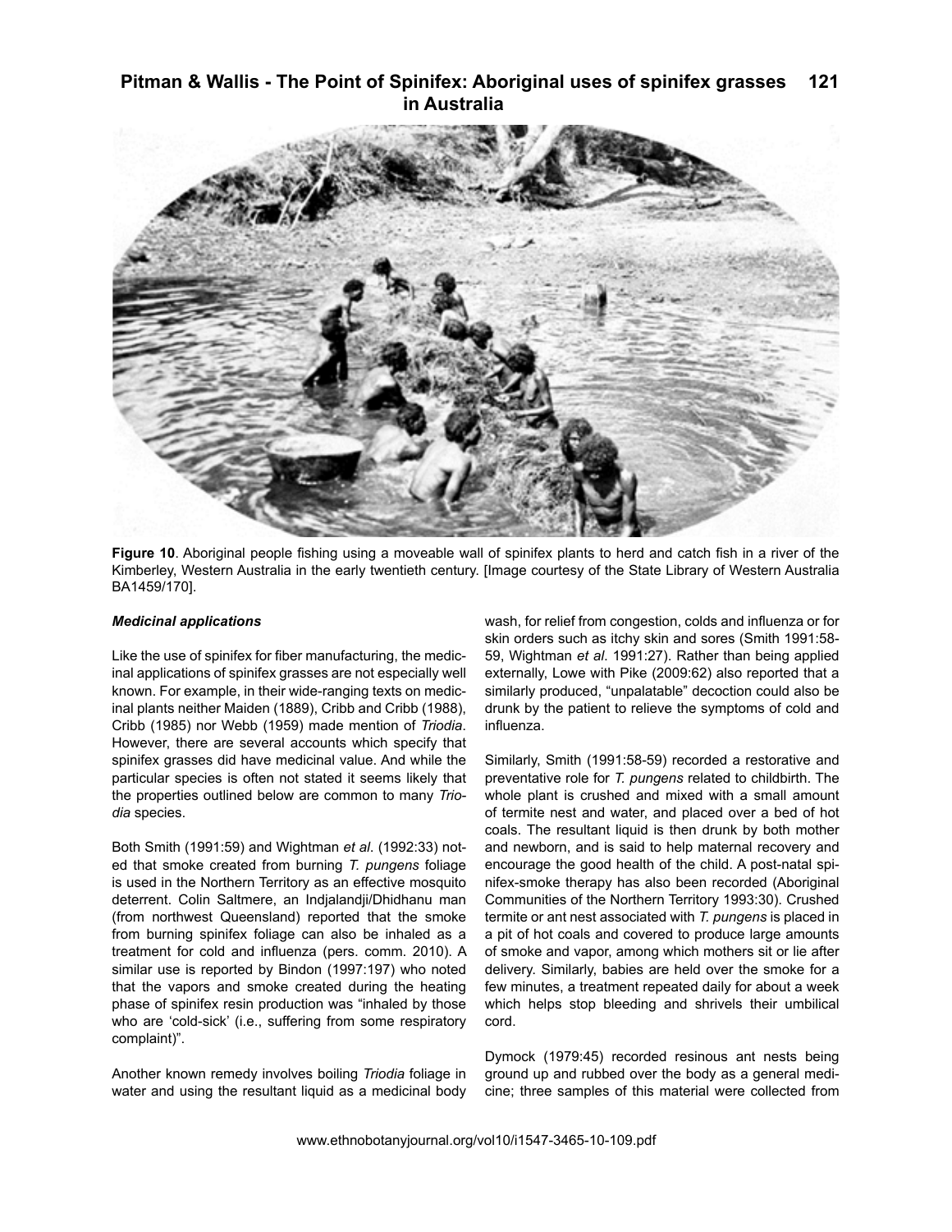**Figure 10**. Aboriginal people fishing using a moveable wall of spinifex plants to herd and catch fish in a river of the Kimberley, Western Australia in the early twentieth century. [Image courtesy of the State Library of Western Australia BA1459/170].

***Medicinal applications***

Like the use of spinifex for fiber manufacturing, the medicinal applications of spinifex grasses are not especially well known. For example, in their wide-ranging texts on medicinal plants neither Maiden (1889), Cribb and Cribb (1988), Cribb (1985) nor Webb (1959) made mention of *Triodia*. However, there are several accounts which specify that spinifex grasses did have medicinal value. And while the particular species is often not stated it seems likely that the properties outlined below are common to many *Triodia* species.

Both Smith (1991:59) and Wightman *et al*. (1992:33) noted that smoke created from burning *T. pungens* foliage is used in the Northern Territory as an effective mosquito deterrent. Colin Saltmere, an Indjalandji/Dhidhanu man (from northwest Queensland) reported that the smoke from burning spinifex foliage can also be inhaled as a treatment for cold and influenza (pers. comm. 2010). A similar use is reported by Bindon (1997:197) who noted that the vapors and smoke created during the heating phase of spinifex resin production was "inhaled by those who are 'cold-sick' (i.e., suffering from some respiratory complaint)".

Another known remedy involves boiling *Triodia* foliage in water and using the resultant liquid as a medicinal body wash, for relief from congestion, colds and influenza or for skin orders such as itchy skin and sores (Smith 1991:58-59, Wightman *et al*. 1991:27). Rather than being applied externally, Lowe with Pike (2009:62) also reported that a similarly produced, "unpalatable" decoction could also be drunk by the patient to relieve the symptoms of cold and influenza.

Similarly, Smith (1991:58-59) recorded a restorative and preventative role for *T. pungens* related to childbirth. The whole plant is crushed and mixed with a small amount of termite nest and water, and placed over a bed of hot coals. The resultant liquid is then drunk by both mother and newborn, and is said to help maternal recovery and encourage the good health of the child. A post-natal spinifex-smoke therapy has also been recorded (Aboriginal Communities of the Northern Territory 1993:30). Crushed termite or ant nest associated with *T. pungens* is placed in a pit of hot coals and covered to produce large amounts of smoke and vapor, among which mothers sit or lie after delivery. Similarly, babies are held over the smoke for a few minutes, a treatment repeated daily for about a week which helps stop bleeding and shrivels their umbilical cord.

Dymock (1979:45) recorded resinous ant nests being ground up and rubbed over the body as a general medicine; three samples of this material were collected from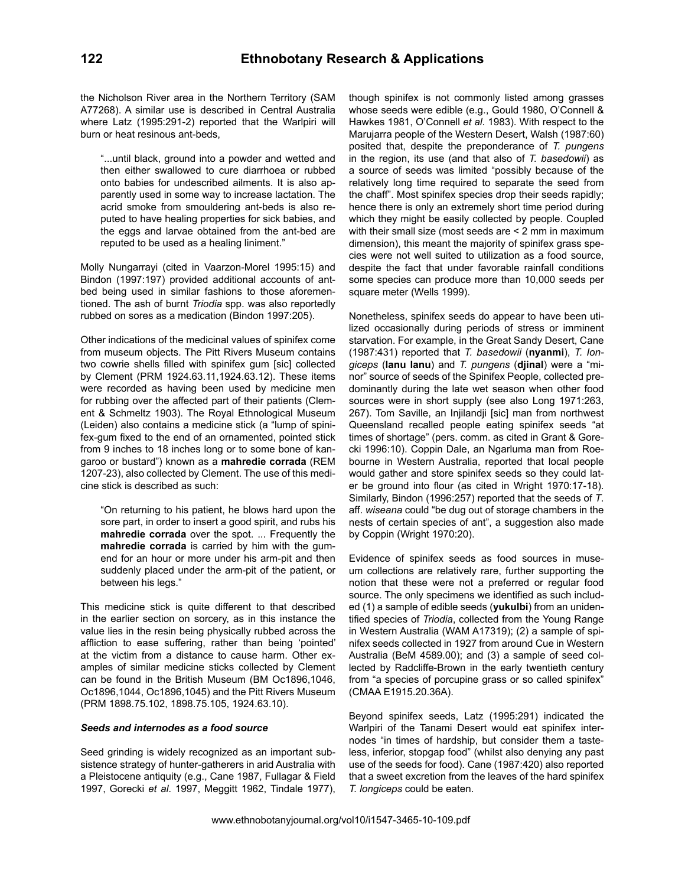the Nicholson River area in the Northern Territory (SAM A77268). A similar use is described in Central Australia where Latz (1995:291-2) reported that the Warlpiri will burn or heat resinous ant-beds,

> "...until black, ground into a powder and wetted and then either swallowed to cure diarrhoea or rubbed onto babies for undescribed ailments. It is also apparently used in some way to increase lactation. The acrid smoke from smouldering ant-beds is also reputed to have healing properties for sick babies, and the eggs and larvae obtained from the ant-bed are reputed to be used as a healing liniment."

Molly Nungarrayi (cited in Vaarzon-Morel 1995:15) and Bindon (1997:197) provided additional accounts of ant-bed being used in similar fashions to those aforementioned. The ash of burnt *Triodia* spp. was also reportedly rubbed on sores as a medication (Bindon 1997:205).

Other indications of the medicinal values of spinifex come from museum objects. The Pitt Rivers Museum contains two cowrie shells filled with spinifex gum [sic] collected by Clement (PRM 1924.63.11,1924.63.12). These items were recorded as having been used by medicine men for rubbing over the affected part of their patients (Clement & Schmeltz 1903). The Royal Ethnological Museum (Leiden) also contains a medicine stick (a "lump of spinifex-gum fixed to the end of an ornamented, pointed stick from 9 inches to 18 inches long or to some bone of kangaroo or bustard") known as a **mahredie corrada** (REM 1207-23), also collected by Clement. The use of this medicine stick is described as such:

> "On returning to his patient, he blows hard upon the sore part, in order to insert a good spirit, and rubs his **mahredie corrada** over the spot. ... Frequently the **mahredie corrada** is carried by him with the gum-end for an hour or more under his arm-pit and then suddenly placed under the arm-pit of the patient, or between his legs."

This medicine stick is quite different to that described in the earlier section on sorcery, as in this instance the value lies in the resin being physically rubbed across the affliction to ease suffering, rather than being 'pointed' at the victim from a distance to cause harm. Other examples of similar medicine sticks collected by Clement can be found in the British Museum (BM Oc1896,1046, Oc1896,1044, Oc1896,1045) and the Pitt Rivers Museum (PRM 1898.75.102, 1898.75.105, 1924.63.10).

### *Seeds and internodes as a food source*

Seed grinding is widely recognized as an important subsistence strategy of hunter-gatherers in arid Australia with a Pleistocene antiquity (e.g., Cane 1987, Fullagar & Field 1997, Gorecki *et al*. 1997, Meggitt 1962, Tindale 1977), though spinifex is not commonly listed among grasses whose seeds were edible (e.g., Gould 1980, O'Connell & Hawkes 1981, O'Connell *et al*. 1983). With respect to the Marujarra people of the Western Desert, Walsh (1987:60) posited that, despite the preponderance of *T. pungens* in the region, its use (and that also of *T. basedowii*) as a source of seeds was limited "possibly because of the relatively long time required to separate the seed from the chaff". Most spinifex species drop their seeds rapidly; hence there is only an extremely short time period during which they might be easily collected by people. Coupled with their small size (most seeds are < 2 mm in maximum dimension), this meant the majority of spinifex grass species were not well suited to utilization as a food source, despite the fact that under favorable rainfall conditions some species can produce more than 10,000 seeds per square meter (Wells 1999).

Nonetheless, spinifex seeds do appear to have been utilized occasionally during periods of stress or imminent starvation. For example, in the Great Sandy Desert, Cane (1987:431) reported that *T. basedowii* (**nyanmi**), *T. longiceps* (**lanu lanu**) and *T. pungens* (**djinal**) were a "minor" source of seeds of the Spinifex People, collected predominantly during the late wet season when other food sources were in short supply (see also Long 1971:263, 267). Tom Saville, an Injilandji [sic] man from northwest Queensland recalled people eating spinifex seeds "at times of shortage" (pers. comm. as cited in Grant & Gorecki 1996:10). Coppin Dale, an Ngarluma man from Roebourne in Western Australia, reported that local people would gather and store spinifex seeds so they could later be ground into flour (as cited in Wright 1970:17-18). Similarly, Bindon (1996:257) reported that the seeds of *T.* aff. *wiseana* could "be dug out of storage chambers in the nests of certain species of ant", a suggestion also made by Coppin (Wright 1970:20).

Evidence of spinifex seeds as food sources in museum collections are relatively rare, further supporting the notion that these were not a preferred or regular food source. The only specimens we identified as such included (1) a sample of edible seeds (**yukulbi**) from an unidentified species of *Triodia*, collected from the Young Range in Western Australia (WAM A17319); (2) a sample of spinifex seeds collected in 1927 from around Cue in Western Australia (BeM 4589.00); and (3) a sample of seed collected by Radcliffe-Brown in the early twentieth century from "a species of porcupine grass or so called spinifex" (CMAA E1915.20.36A).

Beyond spinifex seeds, Latz (1995:291) indicated the Warlpiri of the Tanami Desert would eat spinifex internodes "in times of hardship, but consider them a tasteless, inferior, stopgap food" (whilst also denying any past use of the seeds for food). Cane (1987:420) also reported that a sweet excretion from the leaves of the hard spinifex *T. longiceps* could be eaten.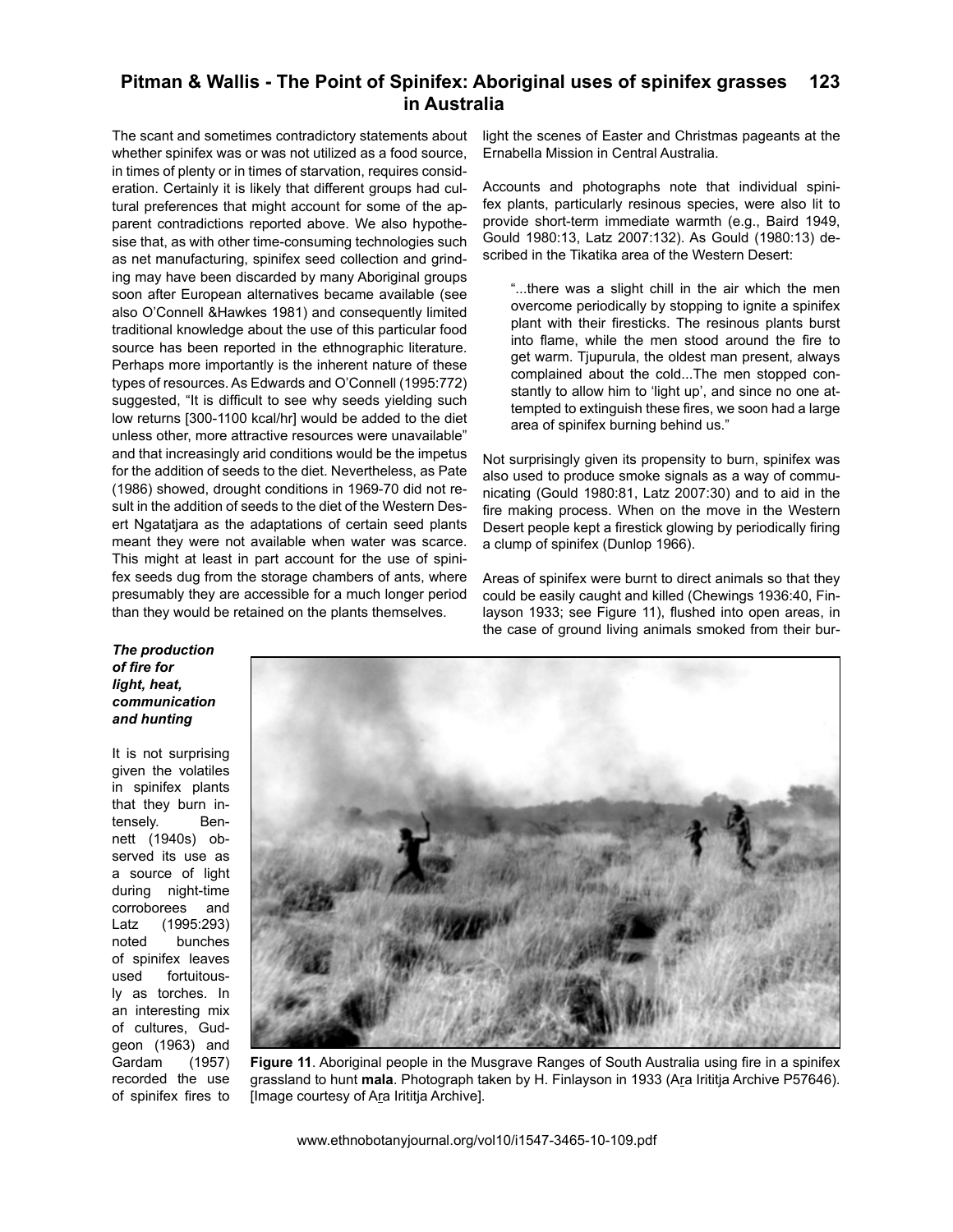The scant and sometimes contradictory statements about whether spinifex was or was not utilized as a food source, in times of plenty or in times of starvation, requires consideration. Certainly it is likely that different groups had cultural preferences that might account for some of the apparent contradictions reported above. We also hypothesise that, as with other time-consuming technologies such as net manufacturing, spinifex seed collection and grinding may have been discarded by many Aboriginal groups soon after European alternatives became available (see also O'Connell &Hawkes 1981) and consequently limited traditional knowledge about the use of this particular food source has been reported in the ethnographic literature. Perhaps more importantly is the inherent nature of these types of resources. As Edwards and O'Connell (1995:772) suggested, "It is difficult to see why seeds yielding such low returns [300-1100 kcal/hr] would be added to the diet unless other, more attractive resources were unavailable" and that increasingly arid conditions would be the impetus for the addition of seeds to the diet. Nevertheless, as Pate (1986) showed, drought conditions in 1969-70 did not result in the addition of seeds to the diet of the Western Desert Ngatatjara as the adaptations of certain seed plants meant they were not available when water was scarce. This might at least in part account for the use of spinifex seeds dug from the storage chambers of ants, where presumably they are accessible for a much longer period than they would be retained on the plants themselves.

***The production of fire for light, heat, communication and hunting***

It is not surprising given the volatiles in spinifex plants that they burn intensely. Bennett (1940s) observed its use as a source of light during night-time corroborees and Latz (1995:293) noted bunches of spinifex leaves used fortuitously as torches. In an interesting mix of cultures, Gudgeon (1963) and Gardam (1957) recorded the use of spinifex fires to light the scenes of Easter and Christmas pageants at the Ernabella Mission in Central Australia.

Accounts and photographs note that individual spinifex plants, particularly resinous species, were also lit to provide short-term immediate warmth (e.g., Baird 1949, Gould 1980:13, Latz 2007:132). As Gould (1980:13) described in the Tikatika area of the Western Desert:

> "...there was a slight chill in the air which the men overcome periodically by stopping to ignite a spinifex plant with their firesticks. The resinous plants burst into flame, while the men stood around the fire to get warm. Tjupurula, the oldest man present, always complained about the cold...The men stopped constantly to allow him to 'light up', and since no one attempted to extinguish these fires, we soon had a large area of spinifex burning behind us."

Not surprisingly given its propensity to burn, spinifex was also used to produce smoke signals as a way of communicating (Gould 1980:81, Latz 2007:30) and to aid in the fire making process. When on the move in the Western Desert people kept a firestick glowing by periodically firing a clump of spinifex (Dunlop 1966).

Areas of spinifex were burnt to direct animals so that they could be easily caught and killed (Chewings 1936:40, Finlayson 1933; see Figure 11), flushed into open areas, in the case of ground living animals smoked from their bur-

**Figure 11**. Aboriginal people in the Musgrave Ranges of South Australia using fire in a spinifex grassland to hunt **mala**. Photograph taken by H. Finlayson in 1933 (Ar̲a Irititja Archive P57646). [Image courtesy of Ar̲a Irititja Archive].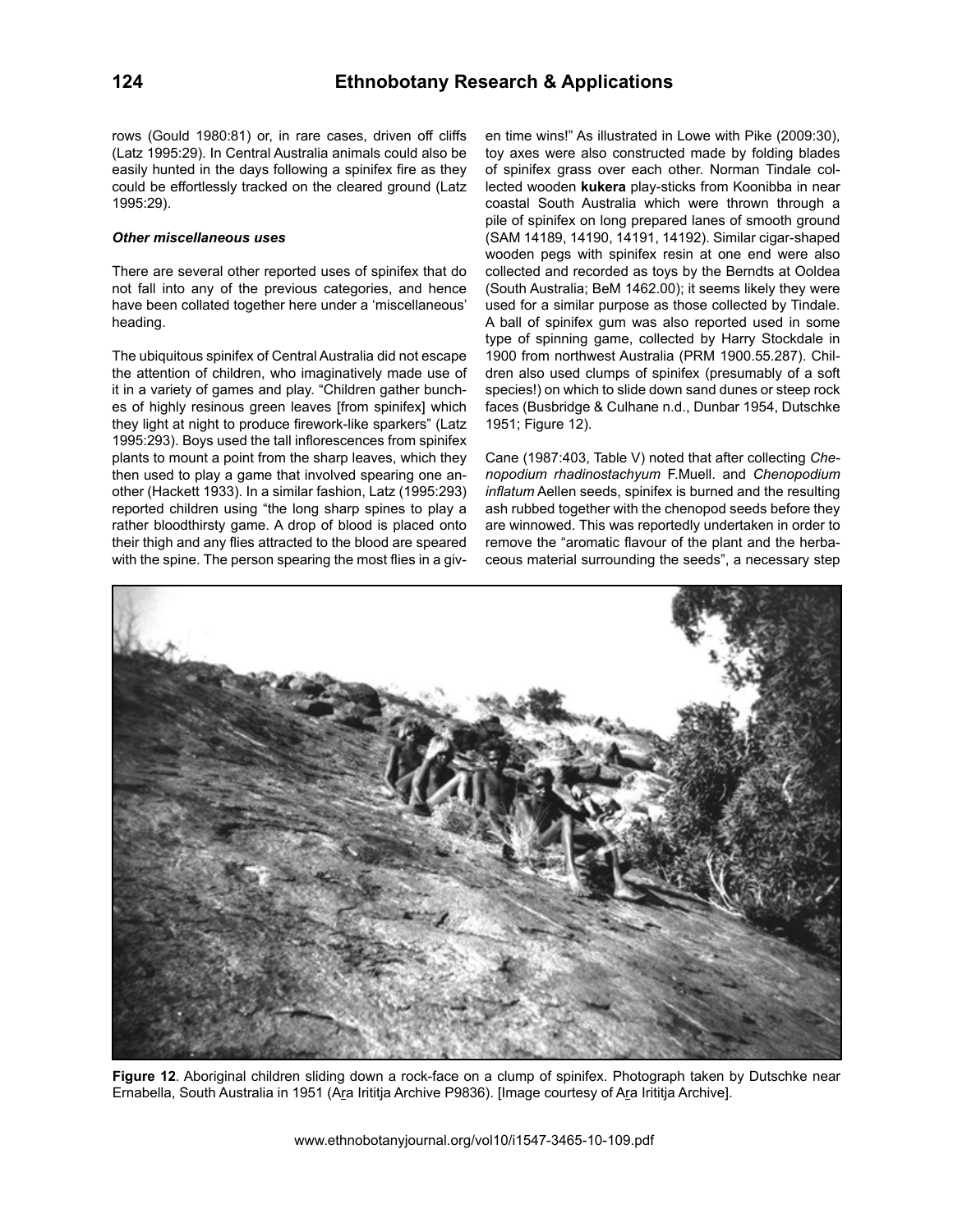rows (Gould 1980:81) or, in rare cases, driven off cliffs (Latz 1995:29). In Central Australia animals could also be easily hunted in the days following a spinifex fire as they could be effortlessly tracked on the cleared ground (Latz 1995:29).

### *Other miscellaneous uses*

There are several other reported uses of spinifex that do not fall into any of the previous categories, and hence have been collated together here under a 'miscellaneous' heading.

The ubiquitous spinifex of Central Australia did not escape the attention of children, who imaginatively made use of it in a variety of games and play. "Children gather bunches of highly resinous green leaves [from spinifex] which they light at night to produce firework-like sparkers" (Latz 1995:293). Boys used the tall inflorescences from spinifex plants to mount a point from the sharp leaves, which they then used to play a game that involved spearing one another (Hackett 1933). In a similar fashion, Latz (1995:293) reported children using "the long sharp spines to play a rather bloodthirsty game. A drop of blood is placed onto their thigh and any flies attracted to the blood are speared with the spine. The person spearing the most flies in a given time wins!" As illustrated in Lowe with Pike (2009:30), toy axes were also constructed made by folding blades of spinifex grass over each other. Norman Tindale collected wooden **kukera** play-sticks from Koonibba in near coastal South Australia which were thrown through a pile of spinifex on long prepared lanes of smooth ground (SAM 14189, 14190, 14191, 14192). Similar cigar-shaped wooden pegs with spinifex resin at one end were also collected and recorded as toys by the Berndts at Ooldea (South Australia; BeM 1462.00); it seems likely they were used for a similar purpose as those collected by Tindale. A ball of spinifex gum was also reported used in some type of spinning game, collected by Harry Stockdale in 1900 from northwest Australia (PRM 1900.55.287). Children also used clumps of spinifex (presumably of a soft species!) on which to slide down sand dunes or steep rock faces (Busbridge & Culhane n.d., Dunbar 1954, Dutschke 1951; Figure 12).

Cane (1987:403, Table V) noted that after collecting *Chenopodium rhadinostachyum* F.Muell. and *Chenopodium inflatum* Aellen seeds, spinifex is burned and the resulting ash rubbed together with the chenopod seeds before they are winnowed. This was reportedly undertaken in order to remove the "aromatic flavour of the plant and the herbaceous material surrounding the seeds", a necessary step

**Figure 12**. Aboriginal children sliding down a rock-face on a clump of spinifex. Photograph taken by Dutschke near Ernabella, South Australia in 1951 (A<u>r</u>a Irititja Archive P9836). [Image courtesy of A<u>r</u>a Irititja Archive].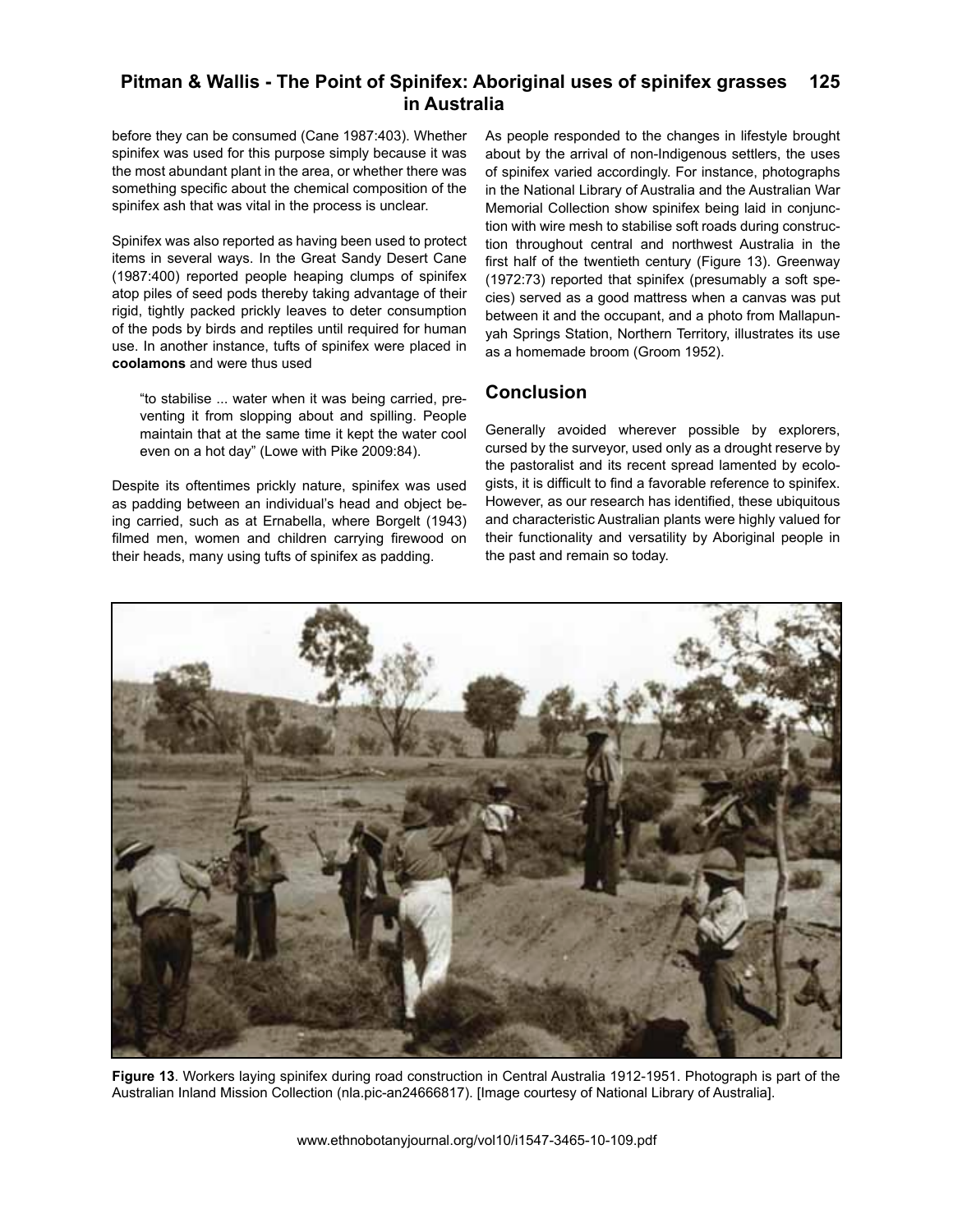before they can be consumed (Cane 1987:403). Whether spinifex was used for this purpose simply because it was the most abundant plant in the area, or whether there was something specific about the chemical composition of the spinifex ash that was vital in the process is unclear.

Spinifex was also reported as having been used to protect items in several ways. In the Great Sandy Desert Cane (1987:400) reported people heaping clumps of spinifex atop piles of seed pods thereby taking advantage of their rigid, tightly packed prickly leaves to deter consumption of the pods by birds and reptiles until required for human use. In another instance, tufts of spinifex were placed in **coolamons** and were thus used

> "to stabilise ... water when it was being carried, preventing it from slopping about and spilling. People maintain that at the same time it kept the water cool even on a hot day" (Lowe with Pike 2009:84).

Despite its oftentimes prickly nature, spinifex was used as padding between an individual's head and object being carried, such as at Ernabella, where Borgelt (1943) filmed men, women and children carrying firewood on their heads, many using tufts of spinifex as padding.

As people responded to the changes in lifestyle brought about by the arrival of non-Indigenous settlers, the uses of spinifex varied accordingly. For instance, photographs in the National Library of Australia and the Australian War Memorial Collection show spinifex being laid in conjunction with wire mesh to stabilise soft roads during construction throughout central and northwest Australia in the first half of the twentieth century (Figure 13). Greenway (1972:73) reported that spinifex (presumably a soft species) served as a good mattress when a canvas was put between it and the occupant, and a photo from Mallapunyah Springs Station, Northern Territory, illustrates its use as a homemade broom (Groom 1952).

## Conclusion

Generally avoided wherever possible by explorers, cursed by the surveyor, used only as a drought reserve by the pastoralist and its recent spread lamented by ecologists, it is difficult to find a favorable reference to spinifex. However, as our research has identified, these ubiquitous and characteristic Australian plants were highly valued for their functionality and versatility by Aboriginal people in the past and remain so today.

**Figure 13**. Workers laying spinifex during road construction in Central Australia 1912-1951. Photograph is part of the Australian Inland Mission Collection (nla.pic-an24666817). [Image courtesy of National Library of Australia].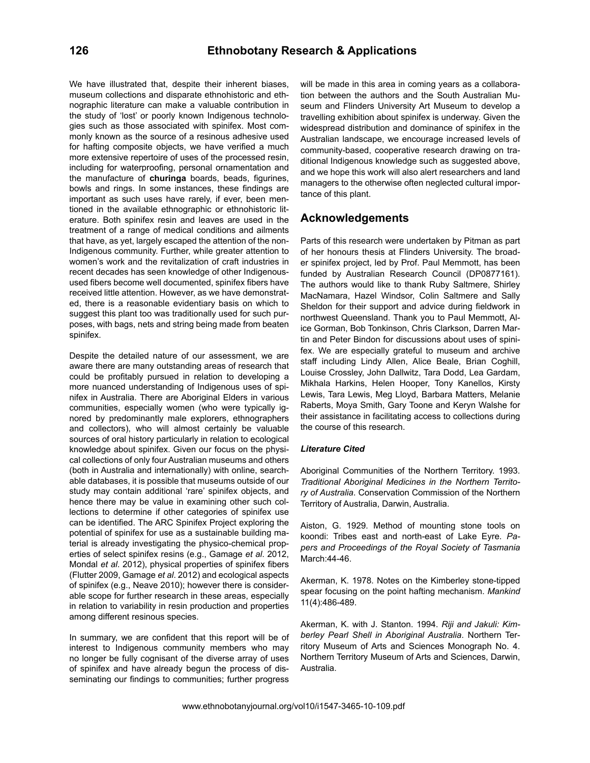We have illustrated that, despite their inherent biases, museum collections and disparate ethnohistoric and ethnographic literature can make a valuable contribution in the study of 'lost' or poorly known Indigenous technologies such as those associated with spinifex. Most commonly known as the source of a resinous adhesive used for hafting composite objects, we have verified a much more extensive repertoire of uses of the processed resin, including for waterproofing, personal ornamentation and the manufacture of **churinga** boards, beads, figurines, bowls and rings. In some instances, these findings are important as such uses have rarely, if ever, been mentioned in the available ethnographic or ethnohistoric literature. Both spinifex resin and leaves are used in the treatment of a range of medical conditions and ailments that have, as yet, largely escaped the attention of the non-Indigenous community. Further, while greater attention to women's work and the revitalization of craft industries in recent decades has seen knowledge of other Indigenous-used fibers become well documented, spinifex fibers have received little attention. However, as we have demonstrated, there is a reasonable evidentiary basis on which to suggest this plant too was traditionally used for such purposes, with bags, nets and string being made from beaten spinifex.

Despite the detailed nature of our assessment, we are aware there are many outstanding areas of research that could be profitably pursued in relation to developing a more nuanced understanding of Indigenous uses of spinifex in Australia. There are Aboriginal Elders in various communities, especially women (who were typically ignored by predominantly male explorers, ethnographers and collectors), who will almost certainly be valuable sources of oral history particularly in relation to ecological knowledge about spinifex. Given our focus on the physical collections of only four Australian museums and others (both in Australia and internationally) with online, searchable databases, it is possible that museums outside of our study may contain additional 'rare' spinifex objects, and hence there may be value in examining other such collections to determine if other categories of spinifex use can be identified. The ARC Spinifex Project exploring the potential of spinifex for use as a sustainable building material is already investigating the physico-chemical properties of select spinifex resins (e.g., Gamage *et al*. 2012, Mondal *et al*. 2012), physical properties of spinifex fibers (Flutter 2009, Gamage *et al*. 2012) and ecological aspects of spinifex (e.g., Neave 2010); however there is considerable scope for further research in these areas, especially in relation to variability in resin production and properties among different resinous species.

In summary, we are confident that this report will be of interest to Indigenous community members who may no longer be fully cognisant of the diverse array of uses of spinifex and have already begun the process of disseminating our findings to communities; further progress will be made in this area in coming years as a collaboration between the authors and the South Australian Museum and Flinders University Art Museum to develop a travelling exhibition about spinifex is underway. Given the widespread distribution and dominance of spinifex in the Australian landscape, we encourage increased levels of community-based, cooperative research drawing on traditional Indigenous knowledge such as suggested above, and we hope this work will also alert researchers and land managers to the otherwise often neglected cultural importance of this plant.

## Acknowledgements

Parts of this research were undertaken by Pitman as part of her honours thesis at Flinders University. The broader spinifex project, led by Prof. Paul Memmott, has been funded by Australian Research Council (DP0877161). The authors would like to thank Ruby Saltmere, Shirley MacNamara, Hazel Windsor, Colin Saltmere and Sally Sheldon for their support and advice during fieldwork in northwest Queensland. Thank you to Paul Memmott, Alice Gorman, Bob Tonkinson, Chris Clarkson, Darren Martin and Peter Bindon for discussions about uses of spinifex. We are especially grateful to museum and archive staff including Lindy Allen, Alice Beale, Brian Coghill, Louise Crossley, John Dallwitz, Tara Dodd, Lea Gardam, Mikhala Harkins, Helen Hooper, Tony Kanellos, Kirsty Lewis, Tara Lewis, Meg Lloyd, Barbara Matters, Melanie Raberts, Moya Smith, Gary Toone and Keryn Walshe for their assistance in facilitating access to collections during the course of this research.

### *Literature Cited*

Aboriginal Communities of the Northern Territory. 1993. *Traditional Aboriginal Medicines in the Northern Territory of Australia*. Conservation Commission of the Northern Territory of Australia, Darwin, Australia.

Aiston, G. 1929. Method of mounting stone tools on koondi: Tribes east and north-east of Lake Eyre. *Papers and Proceedings of the Royal Society of Tasmania* March:44-46.

Akerman, K. 1978. Notes on the Kimberley stone-tipped spear focusing on the point hafting mechanism. *Mankind* 11(4):486-489.

Akerman, K. with J. Stanton. 1994. *Riji and Jakuli: Kimberley Pearl Shell in Aboriginal Australia*. Northern Territory Museum of Arts and Sciences Monograph No. 4. Northern Territory Museum of Arts and Sciences, Darwin, Australia.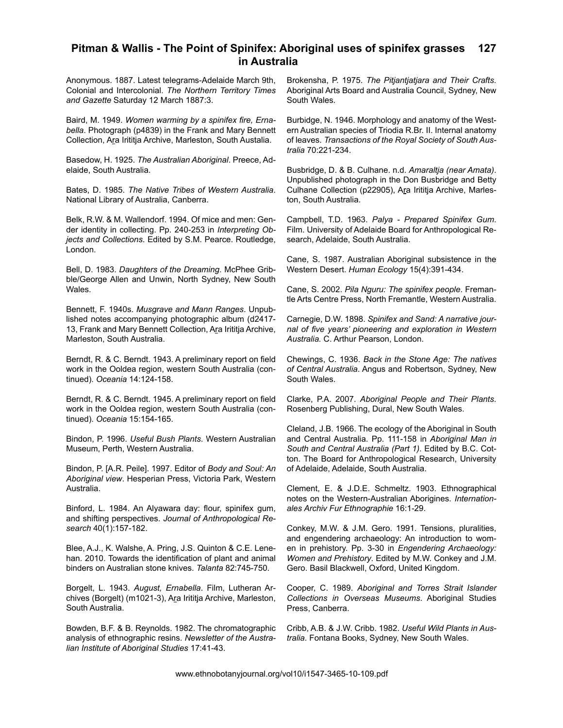Anonymous. 1887. Latest telegrams-Adelaide March 9th, Colonial and Intercolonial. *The Northern Territory Times and Gazette* Saturday 12 March 1887:3.

Baird, M. 1949. *Women warming by a spinifex fire, Ernabella*. Photograph (p4839) in the Frank and Mary Bennett Collection, Ara Irititja Archive, Marleston, South Australia.

Basedow, H. 1925. *The Australian Aboriginal*. Preece, Adelaide, South Australia.

Bates, D. 1985. *The Native Tribes of Western Australia*. National Library of Australia, Canberra.

Belk, R.W. & M. Wallendorf. 1994. Of mice and men: Gender identity in collecting. Pp. 240-253 in *Interpreting Objects and Collections*. Edited by S.M. Pearce. Routledge, London.

Bell, D. 1983. *Daughters of the Dreaming*. McPhee Gribble/George Allen and Unwin, North Sydney, New South Wales.

Bennett, F. 1940s. *Musgrave and Mann Ranges*. Unpublished notes accompanying photographic album (d2417-13, Frank and Mary Bennett Collection, Ara Irititja Archive, Marleston, South Australia.

Berndt, R. & C. Berndt. 1943. A preliminary report on field work in the Ooldea region, western South Australia (continued). *Oceania* 14:124-158.

Berndt, R. & C. Berndt. 1945. A preliminary report on field work in the Ooldea region, western South Australia (continued). *Oceania* 15:154-165.

Bindon, P. 1996. *Useful Bush Plants*. Western Australian Museum, Perth, Western Australia.

Bindon, P. [A.R. Peile]. 1997. Editor of *Body and Soul: An Aboriginal view*. Hesperian Press, Victoria Park, Western Australia.

Binford, L. 1984. An Alyawara day: flour, spinifex gum, and shifting perspectives. *Journal of Anthropological Research* 40(1):157-182.

Blee, A.J., K. Walshe, A. Pring, J.S. Quinton & C.E. Lenehan. 2010. Towards the identification of plant and animal binders on Australian stone knives. *Talanta* 82:745-750.

Borgelt, L. 1943. *August, Ernabella*. Film, Lutheran Archives (Borgelt) (m1021-3), Ara Irititja Archive, Marleston, South Australia.

Bowden, B.F. & B. Reynolds. 1982. The chromatographic analysis of ethnographic resins. *Newsletter of the Australian Institute of Aboriginal Studies* 17:41-43.

Brokensha, P. 1975. *The Pitjantjatjara and Their Crafts*. Aboriginal Arts Board and Australia Council, Sydney, New South Wales.

Burbidge, N. 1946. Morphology and anatomy of the Western Australian species of Triodia R.Br. II. Internal anatomy of leaves. *Transactions of the Royal Society of South Australia* 70:221-234.

Busbridge, D. & B. Culhane. n.d. *Amaraltja (near Amata)*. Unpublished photograph in the Don Busbridge and Betty Culhane Collection (p22905), Ara Irititja Archive, Marleston, South Australia.

Campbell, T.D. 1963. *Palya - Prepared Spinifex Gum*. Film. University of Adelaide Board for Anthropological Research, Adelaide, South Australia.

Cane, S. 1987. Australian Aboriginal subsistence in the Western Desert. *Human Ecology* 15(4):391-434.

Cane, S. 2002. *Pila Nguru: The spinifex people*. Fremantle Arts Centre Press, North Fremantle, Western Australia.

Carnegie, D.W. 1898. *Spinifex and Sand: A narrative journal of five years' pioneering and exploration in Western Australia.* C. Arthur Pearson, London.

Chewings, C. 1936. *Back in the Stone Age: The natives of Central Australia*. Angus and Robertson, Sydney, New South Wales.

Clarke, P.A. 2007. *Aboriginal People and Their Plants*. Rosenberg Publishing, Dural, New South Wales.

Cleland, J.B. 1966. The ecology of the Aboriginal in South and Central Australia. Pp. 111-158 in *Aboriginal Man in South and Central Australia (Part 1)*. Edited by B.C. Cotton. The Board for Anthropological Research, University of Adelaide, Adelaide, South Australia.

Clement, E. & J.D.E. Schmeltz. 1903. Ethnographical notes on the Western-Australian Aborigines. *Internationales Archiv Fur Ethnographie* 16:1-29.

Conkey, M.W. & J.M. Gero. 1991. Tensions, pluralities, and engendering archaeology: An introduction to women in prehistory. Pp. 3-30 in *Engendering Archaeology: Women and Prehistory*. Edited by M.W. Conkey and J.M. Gero. Basil Blackwell, Oxford, United Kingdom.

Cooper, C. 1989. *Aboriginal and Torres Strait Islander Collections in Overseas Museums*. Aboriginal Studies Press, Canberra.

Cribb, A.B. & J.W. Cribb. 1982. *Useful Wild Plants in Australia*. Fontana Books, Sydney, New South Wales.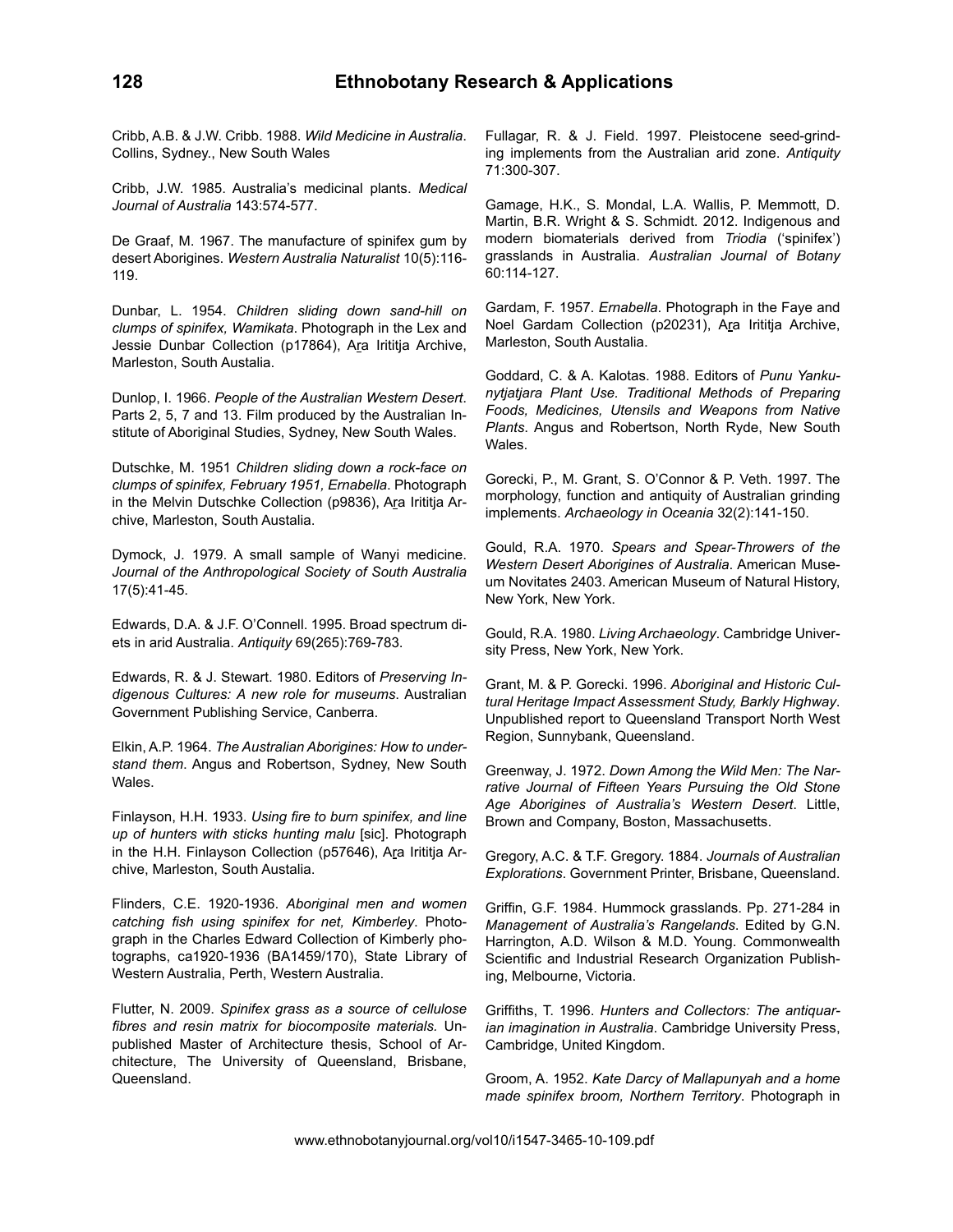Cribb, A.B. & J.W. Cribb. 1988. *Wild Medicine in Australia*. Collins, Sydney., New South Wales

Cribb, J.W. 1985. Australia's medicinal plants. *Medical Journal of Australia* 143:574-577.

De Graaf, M. 1967. The manufacture of spinifex gum by desert Aborigines. *Western Australia Naturalist* 10(5):116-119.

Dunbar, L. 1954. *Children sliding down sand-hill on clumps of spinifex, Wamikata*. Photograph in the Lex and Jessie Dunbar Collection (p17864), Ara Irititja Archive, Marleston, South Austalia.

Dunlop, I. 1966. *People of the Australian Western Desert*. Parts 2, 5, 7 and 13. Film produced by the Australian Institute of Aboriginal Studies, Sydney, New South Wales.

Dutschke, M. 1951 *Children sliding down a rock-face on clumps of spinifex, February 1951, Ernabella*. Photograph in the Melvin Dutschke Collection (p9836), Ara Irititja Archive, Marleston, South Austalia.

Dymock, J. 1979. A small sample of Wanyi medicine. *Journal of the Anthropological Society of South Australia* 17(5):41-45.

Edwards, D.A. & J.F. O'Connell. 1995. Broad spectrum diets in arid Australia. *Antiquity* 69(265):769-783.

Edwards, R. & J. Stewart. 1980. Editors of *Preserving Indigenous Cultures: A new role for museums*. Australian Government Publishing Service, Canberra.

Elkin, A.P. 1964. *The Australian Aborigines: How to understand them*. Angus and Robertson, Sydney, New South Wales.

Finlayson, H.H. 1933. *Using fire to burn spinifex, and line up of hunters with sticks hunting malu* [sic]. Photograph in the H.H. Finlayson Collection (p57646), Ara Irititja Archive, Marleston, South Austalia.

Flinders, C.E. 1920-1936. *Aboriginal men and women catching fish using spinifex for net, Kimberley*. Photograph in the Charles Edward Collection of Kimberly photographs, ca1920-1936 (BA1459/170), State Library of Western Australia, Perth, Western Australia.

Flutter, N. 2009. *Spinifex grass as a source of cellulose fibres and resin matrix for biocomposite materials.* Unpublished Master of Architecture thesis, School of Architecture, The University of Queensland, Brisbane, Queensland.

Fullagar, R. & J. Field. 1997. Pleistocene seed-grinding implements from the Australian arid zone. *Antiquity* 71:300-307.

Gamage, H.K., S. Mondal, L.A. Wallis, P. Memmott, D. Martin, B.R. Wright & S. Schmidt. 2012. Indigenous and modern biomaterials derived from *Triodia* ('spinifex') grasslands in Australia. *Australian Journal of Botany* 60:114-127.

Gardam, F. 1957. *Ernabella*. Photograph in the Faye and Noel Gardam Collection (p20231), Ara Irititja Archive, Marleston, South Austalia.

Goddard, C. & A. Kalotas. 1988. Editors of *Punu Yankunytjatjara Plant Use. Traditional Methods of Preparing Foods, Medicines, Utensils and Weapons from Native Plants*. Angus and Robertson, North Ryde, New South Wales.

Gorecki, P., M. Grant, S. O'Connor & P. Veth. 1997. The morphology, function and antiquity of Australian grinding implements. *Archaeology in Oceania* 32(2):141-150.

Gould, R.A. 1970. *Spears and Spear-Throwers of the Western Desert Aborigines of Australia*. American Museum Novitates 2403. American Museum of Natural History, New York, New York.

Gould, R.A. 1980. *Living Archaeology*. Cambridge University Press, New York, New York.

Grant, M. & P. Gorecki. 1996. *Aboriginal and Historic Cultural Heritage Impact Assessment Study, Barkly Highway*. Unpublished report to Queensland Transport North West Region, Sunnybank, Queensland.

Greenway, J. 1972. *Down Among the Wild Men: The Narrative Journal of Fifteen Years Pursuing the Old Stone Age Aborigines of Australia's Western Desert*. Little, Brown and Company, Boston, Massachusetts.

Gregory, A.C. & T.F. Gregory. 1884. *Journals of Australian Explorations*. Government Printer, Brisbane, Queensland.

Griffin, G.F. 1984. Hummock grasslands. Pp. 271-284 in *Management of Australia's Rangelands*. Edited by G.N. Harrington, A.D. Wilson & M.D. Young. Commonwealth Scientific and Industrial Research Organization Publishing, Melbourne, Victoria.

Griffiths, T. 1996. *Hunters and Collectors: The antiquarian imagination in Australia*. Cambridge University Press, Cambridge, United Kingdom.

Groom, A. 1952. *Kate Darcy of Mallapunyah and a home made spinifex broom, Northern Territory*. Photograph in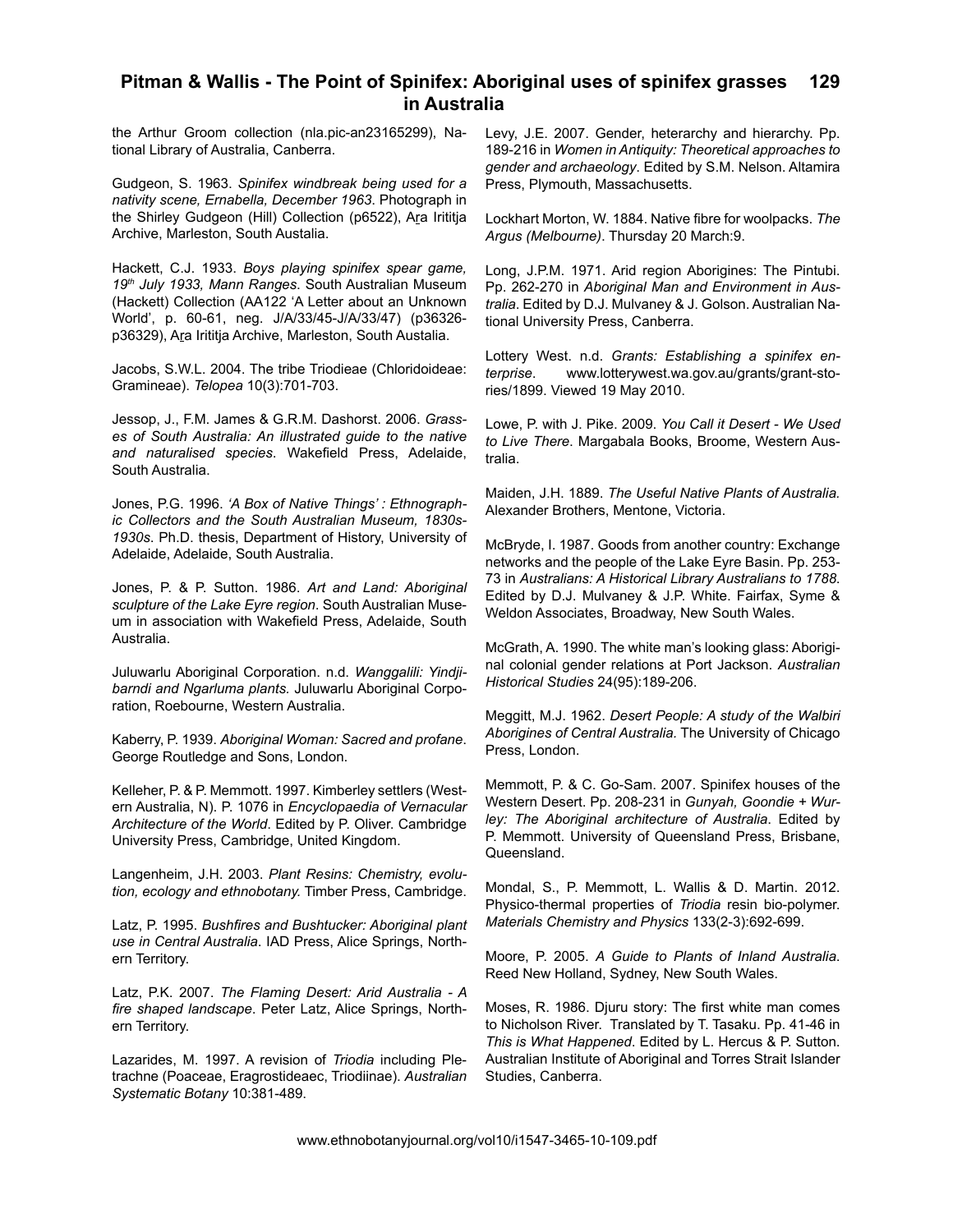the Arthur Groom collection (nla.pic-an23165299), National Library of Australia, Canberra.

Gudgeon, S. 1963. *Spinifex windbreak being used for a nativity scene, Ernabella, December 1963*. Photograph in the Shirley Gudgeon (Hill) Collection (p6522), Ara Irititja Archive, Marleston, South Austalia.

Hackett, C.J. 1933. *Boys playing spinifex spear game, 19th July 1933, Mann Ranges*. South Australian Museum (Hackett) Collection (AA122 'A Letter about an Unknown World', p. 60-61, neg. J/A/33/45-J/A/33/47) (p36326-p36329), Ara Irititja Archive, Marleston, South Austalia.

Jacobs, S.W.L. 2004. The tribe Triodieae (Chloridoideae: Gramineae). *Telopea* 10(3):701-703.

Jessop, J., F.M. James & G.R.M. Dashorst. 2006. *Grasses of South Australia: An illustrated guide to the native and naturalised species*. Wakefield Press, Adelaide, South Australia.

Jones, P.G. 1996. *'A Box of Native Things' : Ethnographic Collectors and the South Australian Museum, 1830s-1930s*. Ph.D. thesis, Department of History, University of Adelaide, Adelaide, South Australia.

Jones, P. & P. Sutton. 1986. *Art and Land: Aboriginal sculpture of the Lake Eyre region*. South Australian Museum in association with Wakefield Press, Adelaide, South Australia.

Juluwarlu Aboriginal Corporation. n.d. *Wanggalili: Yindjibarndi and Ngarluma plants.* Juluwarlu Aboriginal Corporation, Roebourne, Western Australia.

Kaberry, P. 1939. *Aboriginal Woman: Sacred and profane*. George Routledge and Sons, London.

Kelleher, P. & P. Memmott. 1997. Kimberley settlers (Western Australia, N). P. 1076 in *Encyclopaedia of Vernacular Architecture of the World*. Edited by P. Oliver. Cambridge University Press, Cambridge, United Kingdom.

Langenheim, J.H. 2003. *Plant Resins: Chemistry, evolution, ecology and ethnobotany.* Timber Press, Cambridge.

Latz, P. 1995. *Bushfires and Bushtucker: Aboriginal plant use in Central Australia*. IAD Press, Alice Springs, Northern Territory.

Latz, P.K. 2007. *The Flaming Desert: Arid Australia - A fire shaped landscape*. Peter Latz, Alice Springs, Northern Territory.

Lazarides, M. 1997. A revision of *Triodia* including Pletrachne (Poaceae, Eragrostideaec, Triodiinae). *Australian Systematic Botany* 10:381-489.

Levy, J.E. 2007. Gender, heterarchy and hierarchy. Pp. 189-216 in *Women in Antiquity: Theoretical approaches to gender and archaeology*. Edited by S.M. Nelson. Altamira Press, Plymouth, Massachusetts.

Lockhart Morton, W. 1884. Native fibre for woolpacks. *The Argus (Melbourne)*. Thursday 20 March:9.

Long, J.P.M. 1971. Arid region Aborigines: The Pintubi. Pp. 262-270 in *Aboriginal Man and Environment in Australia*. Edited by D.J. Mulvaney & J. Golson. Australian National University Press, Canberra.

Lottery West. n.d. *Grants: Establishing a spinifex enterprise*. www.lotterywest.wa.gov.au/grants/grant-stories/1899. Viewed 19 May 2010.

Lowe, P. with J. Pike. 2009. *You Call it Desert - We Used to Live There*. Margabala Books, Broome, Western Australia.

Maiden, J.H. 1889. *The Useful Native Plants of Australia.* Alexander Brothers, Mentone, Victoria.

McBryde, I. 1987. Goods from another country: Exchange networks and the people of the Lake Eyre Basin. Pp. 253-73 in *Australians: A Historical Library Australians to 1788*. Edited by D.J. Mulvaney & J.P. White. Fairfax, Syme & Weldon Associates, Broadway, New South Wales.

McGrath, A. 1990. The white man's looking glass: Aboriginal colonial gender relations at Port Jackson. *Australian Historical Studies* 24(95):189-206.

Meggitt, M.J. 1962. *Desert People: A study of the Walbiri Aborigines of Central Australia.* The University of Chicago Press, London.

Memmott, P. & C. Go-Sam. 2007. Spinifex houses of the Western Desert. Pp. 208-231 in *Gunyah, Goondie + Wurley: The Aboriginal architecture of Australia*. Edited by P. Memmott. University of Queensland Press, Brisbane, Queensland.

Mondal, S., P. Memmott, L. Wallis & D. Martin. 2012. Physico-thermal properties of *Triodia* resin bio-polymer. *Materials Chemistry and Physics* 133(2-3):692-699.

Moore, P. 2005. *A Guide to Plants of Inland Australia*. Reed New Holland, Sydney, New South Wales.

Moses, R. 1986. Djuru story: The first white man comes to Nicholson River. Translated by T. Tasaku. Pp. 41-46 in *This is What Happened*. Edited by L. Hercus & P. Sutton. Australian Institute of Aboriginal and Torres Strait Islander Studies, Canberra.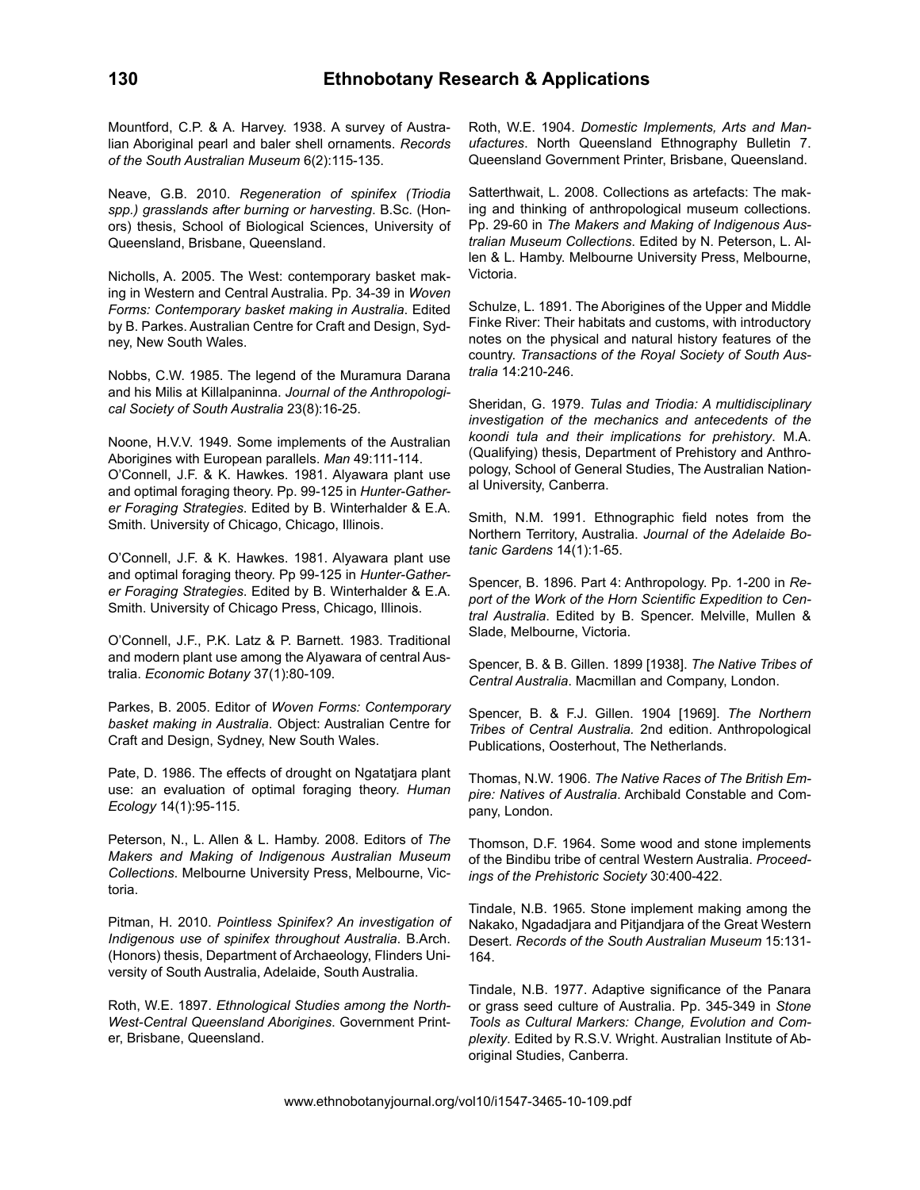Mountford, C.P. & A. Harvey. 1938. A survey of Australian Aboriginal pearl and baler shell ornaments. *Records of the South Australian Museum* 6(2):115-135.

Neave, G.B. 2010. *Regeneration of spinifex (Triodia spp.) grasslands after burning or harvesting*. B.Sc. (Honors) thesis, School of Biological Sciences, University of Queensland, Brisbane, Queensland.

Nicholls, A. 2005. The West: contemporary basket making in Western and Central Australia. Pp. 34-39 in *Woven Forms: Contemporary basket making in Australia*. Edited by B. Parkes. Australian Centre for Craft and Design, Sydney, New South Wales.

Nobbs, C.W. 1985. The legend of the Muramura Darana and his Milis at Killalpaninna. *Journal of the Anthropological Society of South Australia* 23(8):16-25.

Noone, H.V.V. 1949. Some implements of the Australian Aborigines with European parallels. *Man* 49:111-114.

O'Connell, J.F. & K. Hawkes. 1981. Alyawara plant use and optimal foraging theory. Pp. 99-125 in *Hunter-Gatherer Foraging Strategies*. Edited by B. Winterhalder & E.A. Smith. University of Chicago, Chicago, Illinois.

O'Connell, J.F. & K. Hawkes. 1981. Alyawara plant use and optimal foraging theory. Pp 99-125 in *Hunter-Gatherer Foraging Strategies*. Edited by B. Winterhalder & E.A. Smith. University of Chicago Press, Chicago, Illinois.

O'Connell, J.F., P.K. Latz & P. Barnett. 1983. Traditional and modern plant use among the Alyawara of central Australia. *Economic Botany* 37(1):80-109.

Parkes, B. 2005. Editor of *Woven Forms: Contemporary basket making in Australia*. Object: Australian Centre for Craft and Design, Sydney, New South Wales.

Pate, D. 1986. The effects of drought on Ngatatjara plant use: an evaluation of optimal foraging theory. *Human Ecology* 14(1):95-115.

Peterson, N., L. Allen & L. Hamby. 2008. Editors of *The Makers and Making of Indigenous Australian Museum Collections*. Melbourne University Press, Melbourne, Victoria.

Pitman, H. 2010. *Pointless Spinifex? An investigation of Indigenous use of spinifex throughout Australia*. B.Arch. (Honors) thesis, Department of Archaeology, Flinders University of South Australia, Adelaide, South Australia.

Roth, W.E. 1897. *Ethnological Studies among the North-West-Central Queensland Aborigines*. Government Printer, Brisbane, Queensland.

Roth, W.E. 1904. *Domestic Implements, Arts and Manufactures*. North Queensland Ethnography Bulletin 7. Queensland Government Printer, Brisbane, Queensland.

Satterthwait, L. 2008. Collections as artefacts: The making and thinking of anthropological museum collections. Pp. 29-60 in *The Makers and Making of Indigenous Australian Museum Collections*. Edited by N. Peterson, L. Allen & L. Hamby. Melbourne University Press, Melbourne, Victoria.

Schulze, L. 1891. The Aborigines of the Upper and Middle Finke River: Their habitats and customs, with introductory notes on the physical and natural history features of the country. *Transactions of the Royal Society of South Australia* 14:210-246.

Sheridan, G. 1979. *Tulas and Triodia: A multidisciplinary investigation of the mechanics and antecedents of the koondi tula and their implications for prehistory*. M.A. (Qualifying) thesis, Department of Prehistory and Anthropology, School of General Studies, The Australian National University, Canberra.

Smith, N.M. 1991. Ethnographic field notes from the Northern Territory, Australia. *Journal of the Adelaide Botanic Gardens* 14(1):1-65.

Spencer, B. 1896. Part 4: Anthropology. Pp. 1-200 in *Report of the Work of the Horn Scientific Expedition to Central Australia*. Edited by B. Spencer. Melville, Mullen & Slade, Melbourne, Victoria.

Spencer, B. & B. Gillen. 1899 [1938]. *The Native Tribes of Central Australia*. Macmillan and Company, London.

Spencer, B. & F.J. Gillen. 1904 [1969]. *The Northern Tribes of Central Australia*. 2nd edition. Anthropological Publications, Oosterhout, The Netherlands.

Thomas, N.W. 1906. *The Native Races of The British Empire: Natives of Australia*. Archibald Constable and Company, London.

Thomson, D.F. 1964. Some wood and stone implements of the Bindibu tribe of central Western Australia. *Proceedings of the Prehistoric Society* 30:400-422.

Tindale, N.B. 1965. Stone implement making among the Nakako, Ngadadjara and Pitjandjara of the Great Western Desert. *Records of the South Australian Museum* 15:131-164.

Tindale, N.B. 1977. Adaptive significance of the Panara or grass seed culture of Australia. Pp. 345-349 in *Stone Tools as Cultural Markers: Change, Evolution and Complexity*. Edited by R.S.V. Wright. Australian Institute of Aboriginal Studies, Canberra.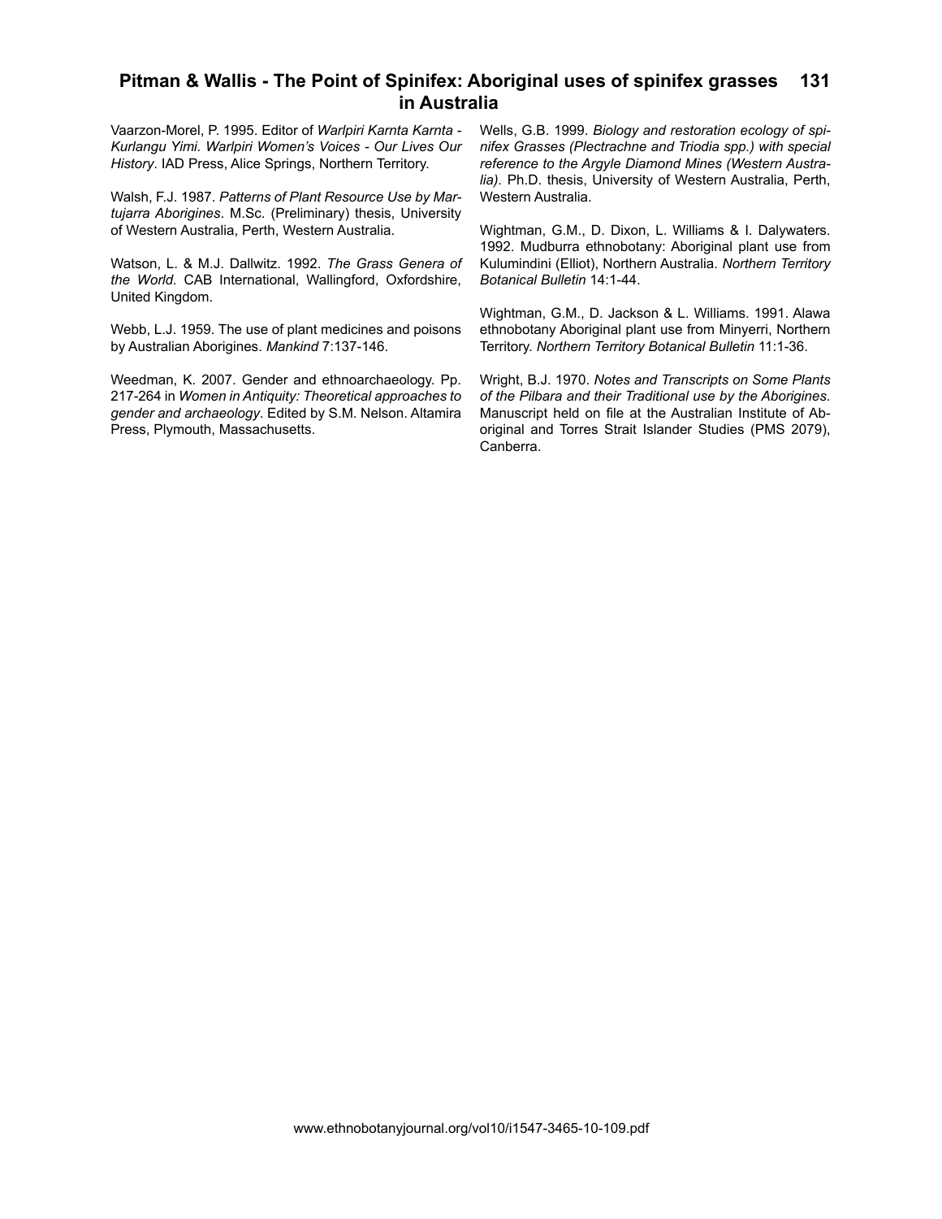Vaarzon-Morel, P. 1995. Editor of *Warlpiri Karnta Karnta - Kurlangu Yimi. Warlpiri Women's Voices - Our Lives Our History*. IAD Press, Alice Springs, Northern Territory.

Walsh, F.J. 1987. *Patterns of Plant Resource Use by Martujarra Aborigines*. M.Sc. (Preliminary) thesis, University of Western Australia, Perth, Western Australia.

Watson, L. & M.J. Dallwitz. 1992. *The Grass Genera of the World*. CAB International, Wallingford, Oxfordshire, United Kingdom.

Webb, L.J. 1959. The use of plant medicines and poisons by Australian Aborigines. *Mankind* 7:137-146.

Weedman, K. 2007. Gender and ethnoarchaeology. Pp. 217-264 in *Women in Antiquity: Theoretical approaches to gender and archaeology*. Edited by S.M. Nelson. Altamira Press, Plymouth, Massachusetts.

Wells, G.B. 1999. *Biology and restoration ecology of spinifex Grasses (Plectrachne and Triodia spp.) with special reference to the Argyle Diamond Mines (Western Australia)*. Ph.D. thesis, University of Western Australia, Perth, Western Australia.

Wightman, G.M., D. Dixon, L. Williams & I. Dalywaters. 1992. Mudburra ethnobotany: Aboriginal plant use from Kulumindini (Elliot), Northern Australia. *Northern Territory Botanical Bulletin* 14:1-44.

Wightman, G.M., D. Jackson & L. Williams. 1991. Alawa ethnobotany Aboriginal plant use from Minyerri, Northern Territory. *Northern Territory Botanical Bulletin* 11:1-36.

Wright, B.J. 1970. *Notes and Transcripts on Some Plants of the Pilbara and their Traditional use by the Aborigines*. Manuscript held on file at the Australian Institute of Aboriginal and Torres Strait Islander Studies (PMS 2079), Canberra.